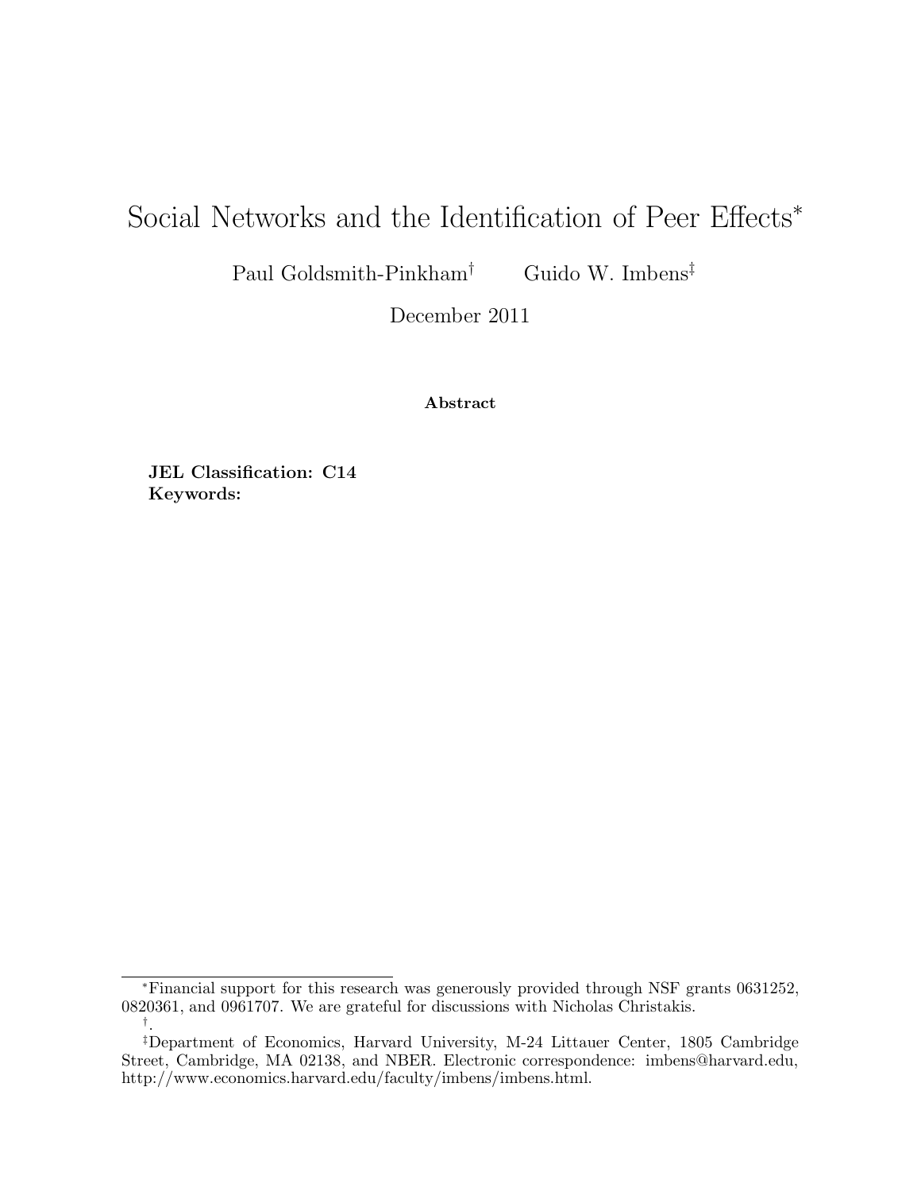# Social Networks and the Identification of Peer Effects[*]

Paul Goldsmith-Pinkham[†] Guido W. Imbens[‡]

December 2011

**Abstract**

**JEL Classification: C14**
**Keywords:**

---

[*]Financial support for this research was generously provided through NSF grants 0631252, 0820361, and 0961707. We are grateful for discussions with Nicholas Christakis.

[†].

[‡]Department of Economics, Harvard University, M-24 Littauer Center, 1805 Cambridge Street, Cambridge, MA 02138, and NBER. Electronic correspondence: imbens@harvard.edu, http://www.economics.harvard.edu/faculty/imbens/imbens.html.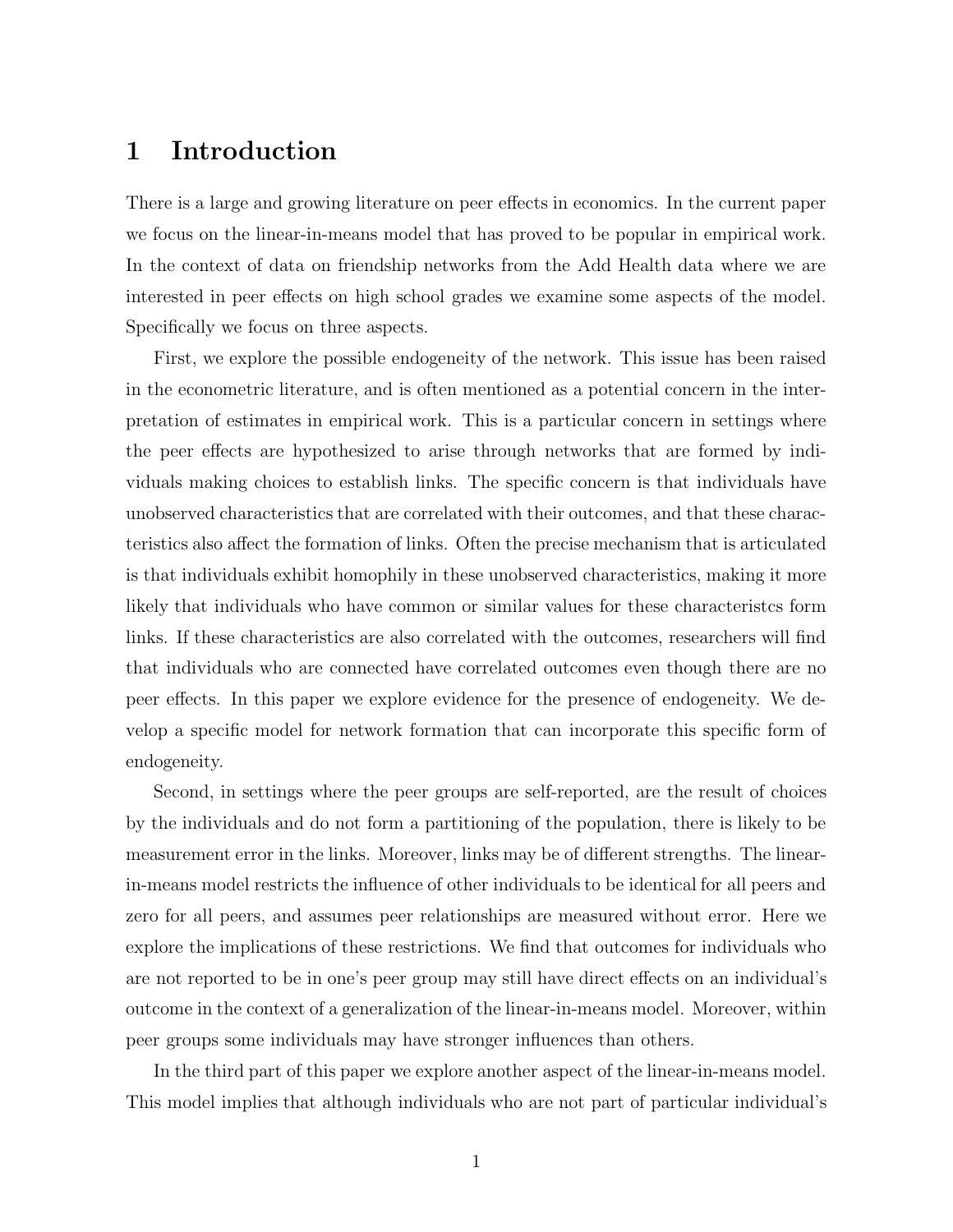# 1 Introduction

There is a large and growing literature on peer effects in economics. In the current paper we focus on the linear-in-means model that has proved to be popular in empirical work. In the context of data on friendship networks from the Add Health data where we are interested in peer effects on high school grades we examine some aspects of the model. Specifically we focus on three aspects.

First, we explore the possible endogeneity of the network. This issue has been raised in the econometric literature, and is often mentioned as a potential concern in the interpretation of estimates in empirical work. This is a particular concern in settings where the peer effects are hypothesized to arise through networks that are formed by individuals making choices to establish links. The specific concern is that individuals have unobserved characteristics that are correlated with their outcomes, and that these characteristics also affect the formation of links. Often the precise mechanism that is articulated is that individuals exhibit homophily in these unobserved characteristics, making it more likely that individuals who have common or similar values for these characterists form links. If these characteristics are also correlated with the outcomes, researchers will find that individuals who are connected have correlated outcomes even though there are no peer effects. In this paper we explore evidence for the presence of endogeneity. We develop a specific model for network formation that can incorporate this specific form of endogeneity.

Second, in settings where the peer groups are self-reported, are the result of choices by the individuals and do not form a partitioning of the population, there is likely to be measurement error in the links. Moreover, links may be of different strengths. The linear-in-means model restricts the influence of other individuals to be identical for all peers and zero for all peers, and assumes peer relationships are measured without error. Here we explore the implications of these restrictions. We find that outcomes for individuals who are not reported to be in one's peer group may still have direct effects on an individual's outcome in the context of a generalization of the linear-in-means model. Moreover, within peer groups some individuals may have stronger influences than others.

In the third part of this paper we explore another aspect of the linear-in-means model. This model implies that although individuals who are not part of particular individual's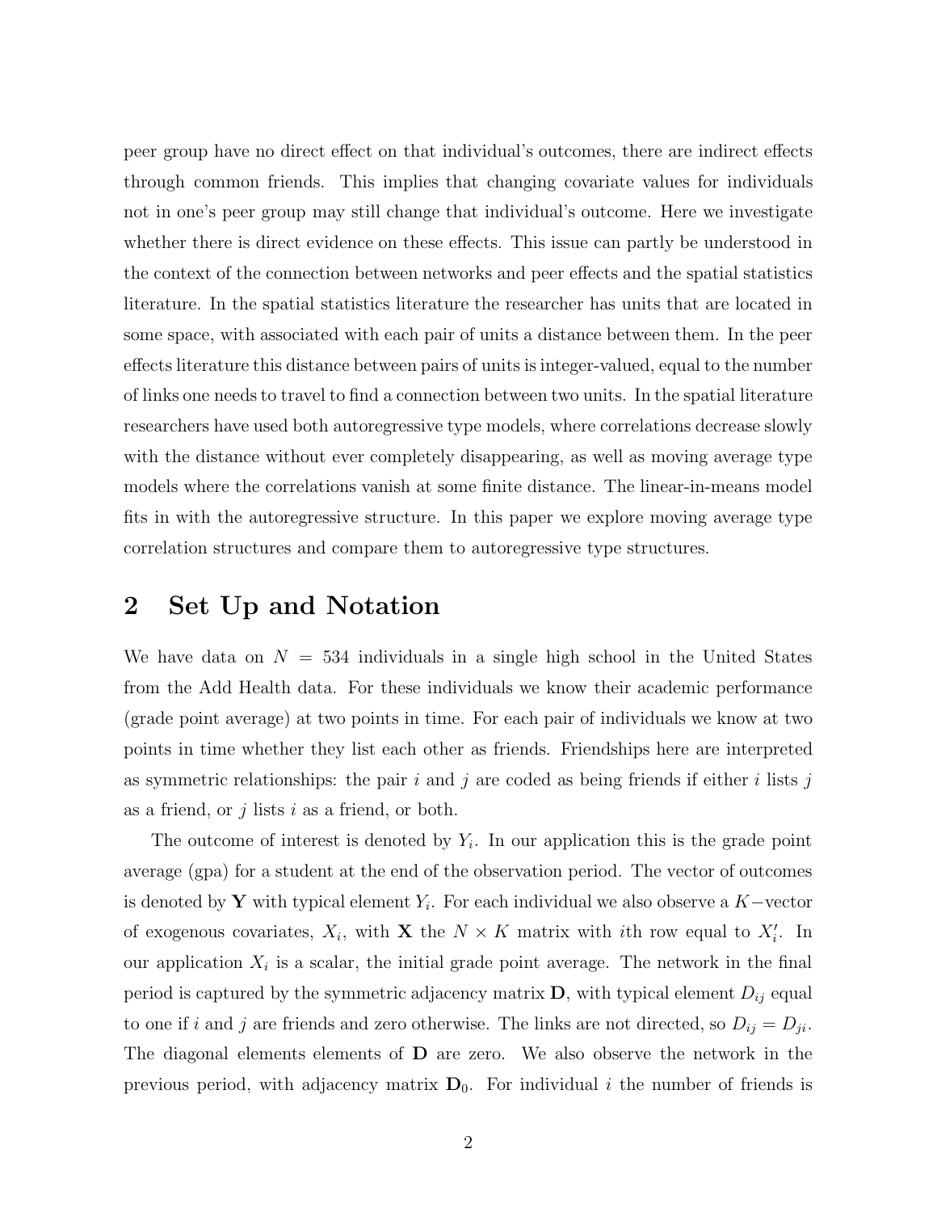peer group have no direct effect on that individual's outcomes, there are indirect effects through common friends. This implies that changing covariate values for individuals not in one's peer group may still change that individual's outcome. Here we investigate whether there is direct evidence on these effects. This issue can partly be understood in the context of the connection between networks and peer effects and the spatial statistics literature. In the spatial statistics literature the researcher has units that are located in some space, with associated with each pair of units a distance between them. In the peer effects literature this distance between pairs of units is integer-valued, equal to the number of links one needs to travel to find a connection between two units. In the spatial literature researchers have used both autoregressive type models, where correlations decrease slowly with the distance without ever completely disappearing, as well as moving average type models where the correlations vanish at some finite distance. The linear-in-means model fits in with the autoregressive structure. In this paper we explore moving average type correlation structures and compare them to autoregressive type structures.

## 2 Set Up and Notation

We have data on $N = 534$ individuals in a single high school in the United States from the Add Health data. For these individuals we know their academic performance (grade point average) at two points in time. For each pair of individuals we know at two points in time whether they list each other as friends. Friendships here are interpreted as symmetric relationships: the pair $i$ and $j$ are coded as being friends if either $i$ lists $j$ as a friend, or $j$ lists $i$ as a friend, or both.

The outcome of interest is denoted by $Y_i$. In our application this is the grade point average (gpa) for a student at the end of the observation period. The vector of outcomes is denoted by $\mathbf{Y}$ with typical element $Y_i$. For each individual we also observe a $K-$vector of exogenous covariates, $X_i$, with $\mathbf{X}$ the $N \times K$ matrix with $i$th row equal to $X_i'$. In our application $X_i$ is a scalar, the initial grade point average. The network in the final period is captured by the symmetric adjacency matrix $\mathbf{D}$, with typical element $D_{ij}$ equal to one if $i$ and $j$ are friends and zero otherwise. The links are not directed, so $D_{ij} = D_{ji}$. The diagonal elements elements of $\mathbf{D}$ are zero. We also observe the network in the previous period, with adjacency matrix $\mathbf{D}_0$. For individual $i$ the number of friends is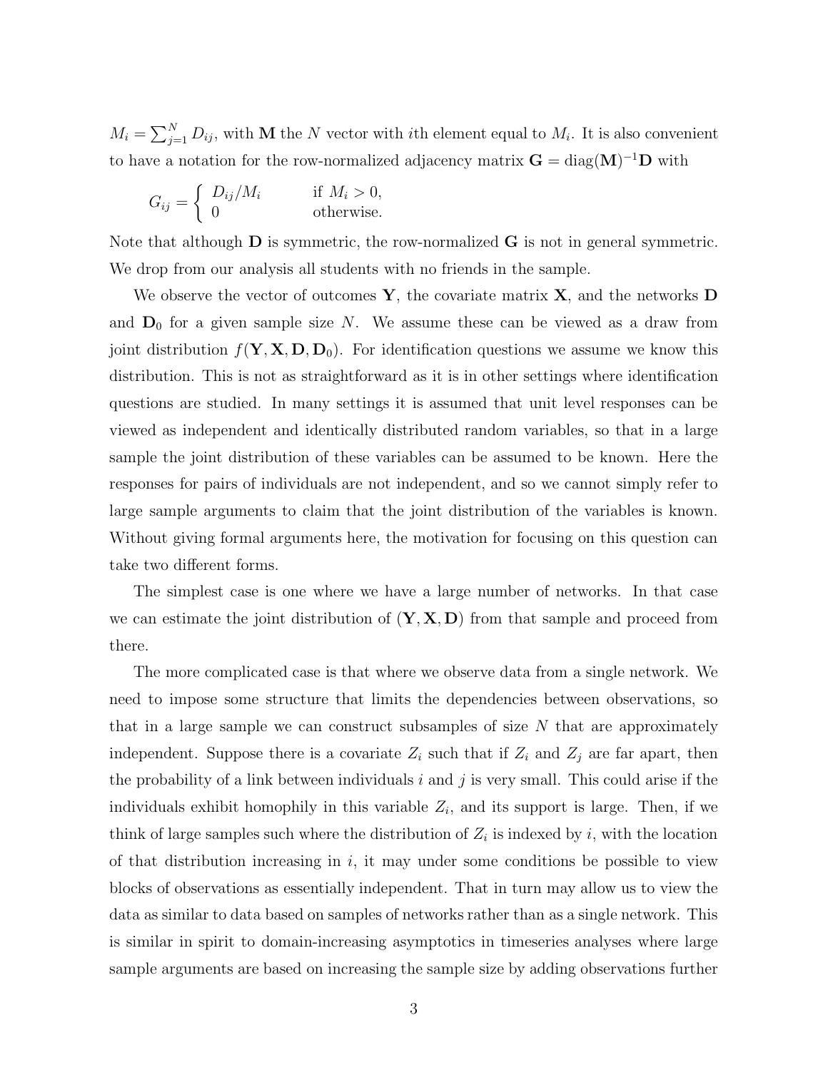$M_i = \sum_{j=1}^{N} D_{ij}$, with $\mathbf{M}$ the $N$ vector with $i$th element equal to $M_i$. It is also convenient to have a notation for the row-normalized adjacency matrix $\mathbf{G} = \text{diag}(\mathbf{M})^{-1}\mathbf{D}$ with

$$G_{ij} = \begin{cases} D_{ij}/M_i & \text{if } M_i > 0, \\ 0 & \text{otherwise.} \end{cases}$$

Note that although $\mathbf{D}$ is symmetric, the row-normalized $\mathbf{G}$ is not in general symmetric. We drop from our analysis all students with no friends in the sample.

We observe the vector of outcomes $\mathbf{Y}$, the covariate matrix $\mathbf{X}$, and the networks $\mathbf{D}$ and $\mathbf{D}_0$ for a given sample size $N$. We assume these can be viewed as a draw from joint distribution $f(\mathbf{Y}, \mathbf{X}, \mathbf{D}, \mathbf{D}_0)$. For identification questions we assume we know this distribution. This is not as straightforward as it is in other settings where identification questions are studied. In many settings it is assumed that unit level responses can be viewed as independent and identically distributed random variables, so that in a large sample the joint distribution of these variables can be assumed to be known. Here the responses for pairs of individuals are not independent, and so we cannot simply refer to large sample arguments to claim that the joint distribution of the variables is known. Without giving formal arguments here, the motivation for focusing on this question can take two different forms.

The simplest case is one where we have a large number of networks. In that case we can estimate the joint distribution of $(\mathbf{Y}, \mathbf{X}, \mathbf{D})$ from that sample and proceed from there.

The more complicated case is that where we observe data from a single network. We need to impose some structure that limits the dependencies between observations, so that in a large sample we can construct subsamples of size $N$ that are approximately independent. Suppose there is a covariate $Z_i$ such that if $Z_i$ and $Z_j$ are far apart, then the probability of a link between individuals $i$ and $j$ is very small. This could arise if the individuals exhibit homophily in this variable $Z_i$, and its support is large. Then, if we think of large samples such where the distribution of $Z_i$ is indexed by $i$, with the location of that distribution increasing in $i$, it may under some conditions be possible to view blocks of observations as essentially independent. That in turn may allow us to view the data as similar to data based on samples of networks rather than as a single network. This is similar in spirit to domain-increasing asymptotics in timeseries analyses where large sample arguments are based on increasing the sample size by adding observations further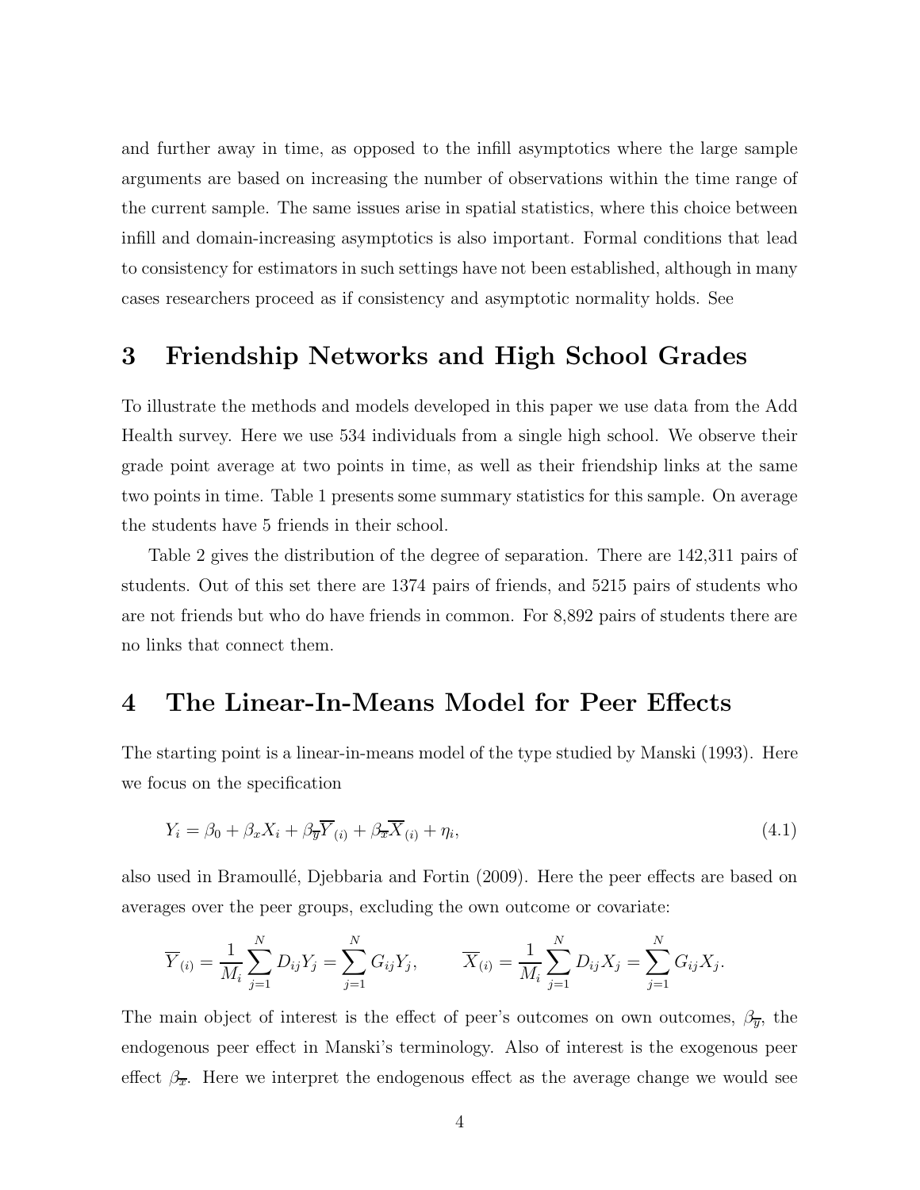and further away in time, as opposed to the infill asymptotics where the large sample arguments are based on increasing the number of observations within the time range of the current sample. The same issues arise in spatial statistics, where this choice between infill and domain-increasing asymptotics is also important. Formal conditions that lead to consistency for estimators in such settings have not been established, although in many cases researchers proceed as if consistency and asymptotic normality holds. See

# 3 Friendship Networks and High School Grades

To illustrate the methods and models developed in this paper we use data from the Add Health survey. Here we use 534 individuals from a single high school. We observe their grade point average at two points in time, as well as their friendship links at the same two points in time. Table 1 presents some summary statistics for this sample. On average the students have 5 friends in their school.

Table 2 gives the distribution of the degree of separation. There are 142,311 pairs of students. Out of this set there are 1374 pairs of friends, and 5215 pairs of students who are not friends but who do have friends in common. For 8,892 pairs of students there are no links that connect them.

# 4 The Linear-In-Means Model for Peer Effects

The starting point is a linear-in-means model of the type studied by Manski (1993). Here we focus on the specification

$$Y_i = \beta_0 + \beta_x X_i + \beta_{\overline{y}} \overline{Y}_{(i)} + \beta_{\overline{x}} \overline{X}_{(i)} + \eta_i, \tag{4.1}$$

also used in Bramoullé, Djebbaria and Fortin (2009). Here the peer effects are based on averages over the peer groups, excluding the own outcome or covariate:

$$\overline{Y}_{(i)} = \frac{1}{M_i} \sum_{j=1}^{N} D_{ij} Y_j = \sum_{j=1}^{N} G_{ij} Y_j, \qquad \overline{X}_{(i)} = \frac{1}{M_i} \sum_{j=1}^{N} D_{ij} X_j = \sum_{j=1}^{N} G_{ij} X_j.$$

The main object of interest is the effect of peer's outcomes on own outcomes, $\beta_{\overline{y}}$, the endogenous peer effect in Manski's terminology. Also of interest is the exogenous peer effect $\beta_{\overline{x}}$. Here we interpret the endogenous effect as the average change we would see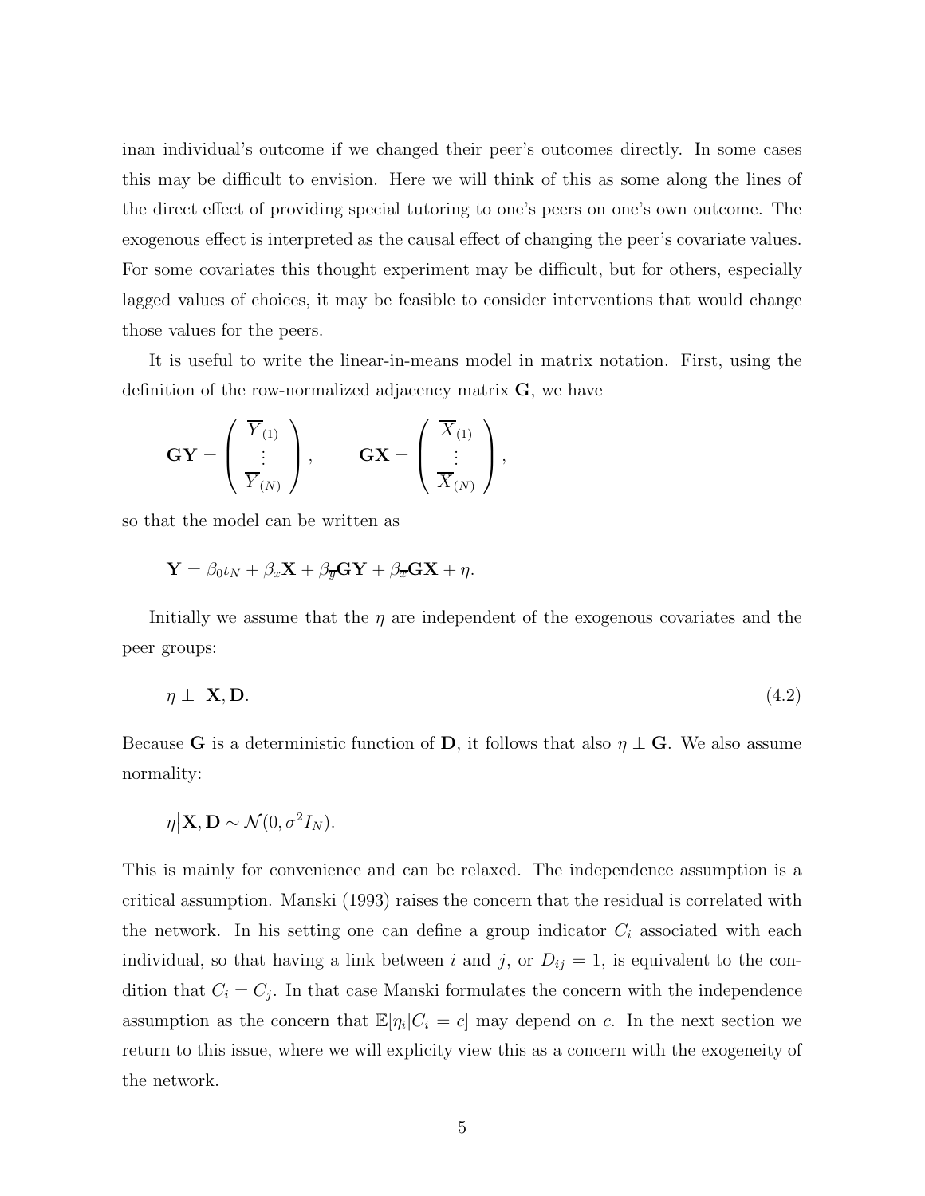inan individual's outcome if we changed their peer's outcomes directly. In some cases this may be difficult to envision. Here we will think of this as some along the lines of the direct effect of providing special tutoring to one's peers on one's own outcome. The exogenous effect is interpreted as the causal effect of changing the peer's covariate values. For some covariates this thought experiment may be difficult, but for others, especially lagged values of choices, it may be feasible to consider interventions that would change those values for the peers.

It is useful to write the linear-in-means model in matrix notation. First, using the definition of the row-normalized adjacency matrix $\mathbf{G}$, we have

$$\mathbf{GY} = \begin{pmatrix} \overline{Y}_{(1)} \\ \vdots \\ \overline{Y}_{(N)} \end{pmatrix}, \qquad \mathbf{GX} = \begin{pmatrix} \overline{X}_{(1)} \\ \vdots \\ \overline{X}_{(N)} \end{pmatrix},$$

so that the model can be written as

$$\mathbf{Y} = \beta_0 \iota_N + \beta_x \mathbf{X} + \beta_{\overline{y}} \mathbf{GY} + \beta_{\overline{x}} \mathbf{GX} + \eta.$$

Initially we assume that the $\eta$ are independent of the exogenous covariates and the peer groups:

$$\eta \perp \mathbf{X}, \mathbf{D}. \tag{4.2}$$

Because $\mathbf{G}$ is a deterministic function of $\mathbf{D}$, it follows that also $\eta \perp \mathbf{G}$. We also assume normality:

$$\eta \big| \mathbf{X}, \mathbf{D} \sim \mathcal{N}(0, \sigma^2 I_N).$$

This is mainly for convenience and can be relaxed. The independence assumption is a critical assumption. Manski (1993) raises the concern that the residual is correlated with the network. In his setting one can define a group indicator $C_i$ associated with each individual, so that having a link between $i$ and $j$, or $D_{ij} = 1$, is equivalent to the condition that $C_i = C_j$. In that case Manski formulates the concern with the independence assumption as the concern that $\mathbb{E}[\eta_i | C_i = c]$ may depend on $c$. In the next section we return to this issue, where we will explicity view this as a concern with the exogeneity of the network.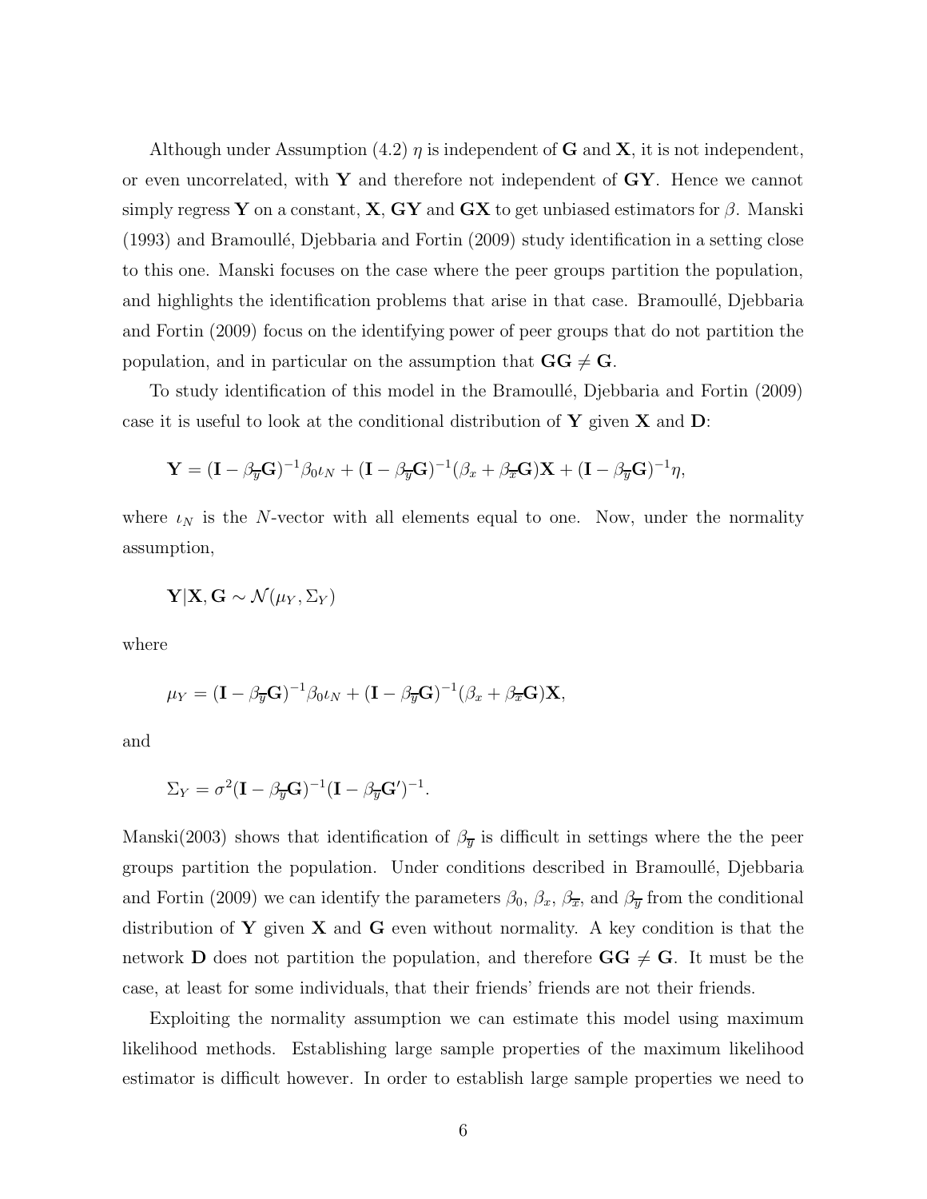Although under Assumption (4.2) $\eta$ is independent of $\mathbf{G}$ and $\mathbf{X}$, it is not independent, or even uncorrelated, with $\mathbf{Y}$ and therefore not independent of $\mathbf{GY}$. Hence we cannot simply regress $\mathbf{Y}$ on a constant, $\mathbf{X}$, $\mathbf{GY}$ and $\mathbf{GX}$ to get unbiased estimators for $\beta$. Manski (1993) and Bramoullé, Djebbaria and Fortin (2009) study identification in a setting close to this one. Manski focuses on the case where the peer groups partition the population, and highlights the identification problems that arise in that case. Bramoullé, Djebbaria and Fortin (2009) focus on the identifying power of peer groups that do not partition the population, and in particular on the assumption that $\mathbf{GG} \neq \mathbf{G}$.

To study identification of this model in the Bramoullé, Djebbaria and Fortin (2009) case it is useful to look at the conditional distribution of $\mathbf{Y}$ given $\mathbf{X}$ and $\mathbf{D}$:

$$\mathbf{Y} = (\mathbf{I} - \beta_{\overline{y}}\mathbf{G})^{-1}\beta_0\iota_N + (\mathbf{I} - \beta_{\overline{y}}\mathbf{G})^{-1}(\beta_x + \beta_{\overline{x}}\mathbf{G})\mathbf{X} + (\mathbf{I} - \beta_{\overline{y}}\mathbf{G})^{-1}\eta,$$

where $\iota_N$ is the $N$-vector with all elements equal to one. Now, under the normality assumption,

$$\mathbf{Y}|\mathbf{X}, \mathbf{G} \sim \mathcal{N}(\mu_Y, \Sigma_Y)$$

where

$$\mu_Y = (\mathbf{I} - \beta_{\overline{y}}\mathbf{G})^{-1}\beta_0\iota_N + (\mathbf{I} - \beta_{\overline{y}}\mathbf{G})^{-1}(\beta_x + \beta_{\overline{x}}\mathbf{G})\mathbf{X},$$

and

$$\Sigma_Y = \sigma^2(\mathbf{I} - \beta_{\overline{y}}\mathbf{G})^{-1}(\mathbf{I} - \beta_{\overline{y}}\mathbf{G}')^{-1}.$$

Manski(2003) shows that identification of $\beta_{\overline{y}}$ is difficult in settings where the the peer groups partition the population. Under conditions described in Bramoullé, Djebbaria and Fortin (2009) we can identify the parameters $\beta_0$, $\beta_x$, $\beta_{\overline{x}}$, and $\beta_{\overline{y}}$ from the conditional distribution of $\mathbf{Y}$ given $\mathbf{X}$ and $\mathbf{G}$ even without normality. A key condition is that the network $\mathbf{D}$ does not partition the population, and therefore $\mathbf{GG} \neq \mathbf{G}$. It must be the case, at least for some individuals, that their friends' friends are not their friends.

Exploiting the normality assumption we can estimate this model using maximum likelihood methods. Establishing large sample properties of the maximum likelihood estimator is difficult however. In order to establish large sample properties we need to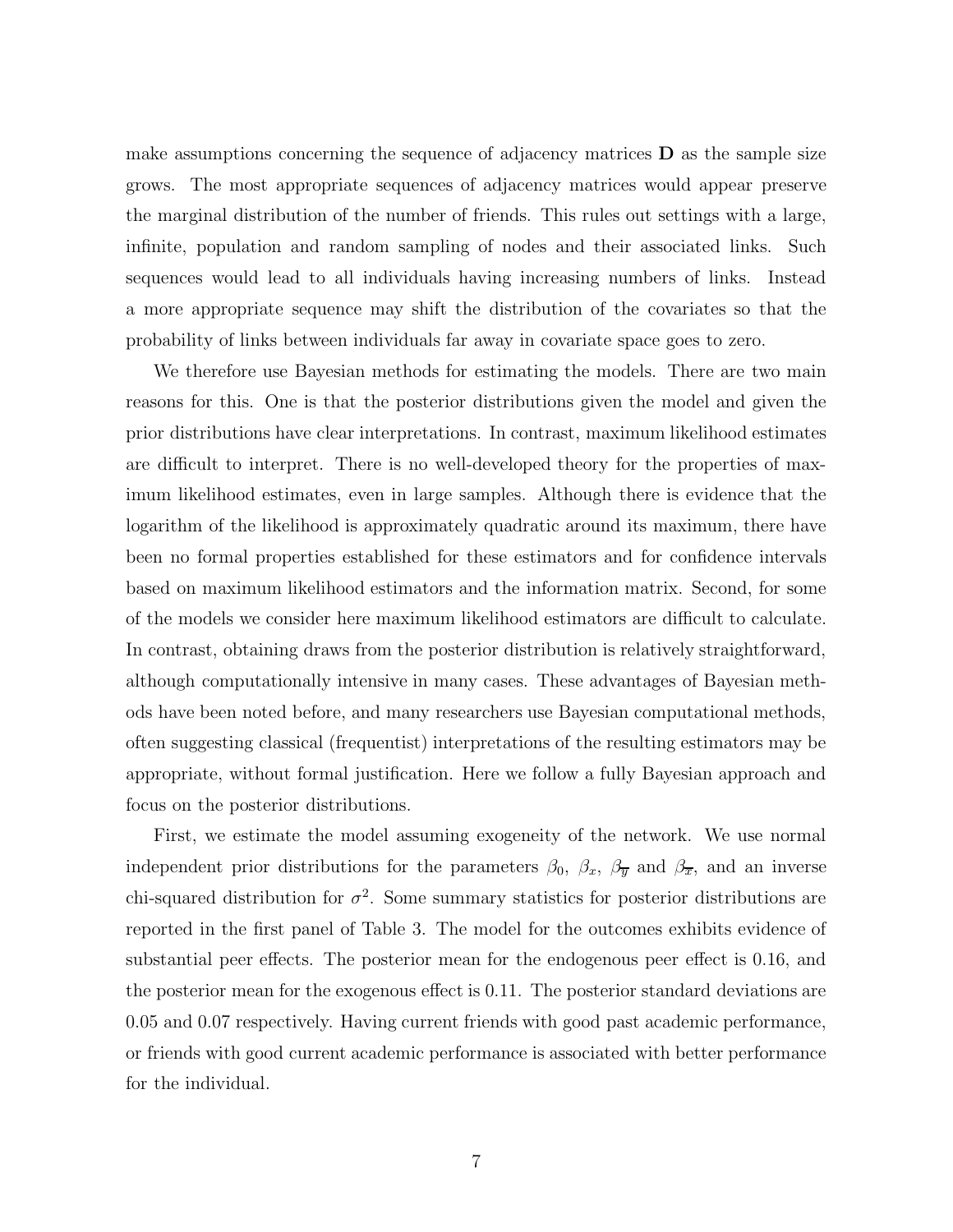make assumptions concerning the sequence of adjacency matrices $\mathbf{D}$ as the sample size grows. The most appropriate sequences of adjacency matrices would appear preserve the marginal distribution of the number of friends. This rules out settings with a large, infinite, population and random sampling of nodes and their associated links. Such sequences would lead to all individuals having increasing numbers of links. Instead a more appropriate sequence may shift the distribution of the covariates so that the probability of links between individuals far away in covariate space goes to zero.

We therefore use Bayesian methods for estimating the models. There are two main reasons for this. One is that the posterior distributions given the model and given the prior distributions have clear interpretations. In contrast, maximum likelihood estimates are difficult to interpret. There is no well-developed theory for the properties of maximum likelihood estimates, even in large samples. Although there is evidence that the logarithm of the likelihood is approximately quadratic around its maximum, there have been no formal properties established for these estimators and for confidence intervals based on maximum likelihood estimators and the information matrix. Second, for some of the models we consider here maximum likelihood estimators are difficult to calculate. In contrast, obtaining draws from the posterior distribution is relatively straightforward, although computationally intensive in many cases. These advantages of Bayesian methods have been noted before, and many researchers use Bayesian computational methods, often suggesting classical (frequentist) interpretations of the resulting estimators may be appropriate, without formal justification. Here we follow a fully Bayesian approach and focus on the posterior distributions.

First, we estimate the model assuming exogeneity of the network. We use normal independent prior distributions for the parameters $\beta_0$, $\beta_x$, $\beta_{\overline{y}}$ and $\beta_{\overline{x}}$, and an inverse chi-squared distribution for $\sigma^2$. Some summary statistics for posterior distributions are reported in the first panel of Table 3. The model for the outcomes exhibits evidence of substantial peer effects. The posterior mean for the endogenous peer effect is 0.16, and the posterior mean for the exogenous effect is 0.11. The posterior standard deviations are 0.05 and 0.07 respectively. Having current friends with good past academic performance, or friends with good current academic performance is associated with better performance for the individual.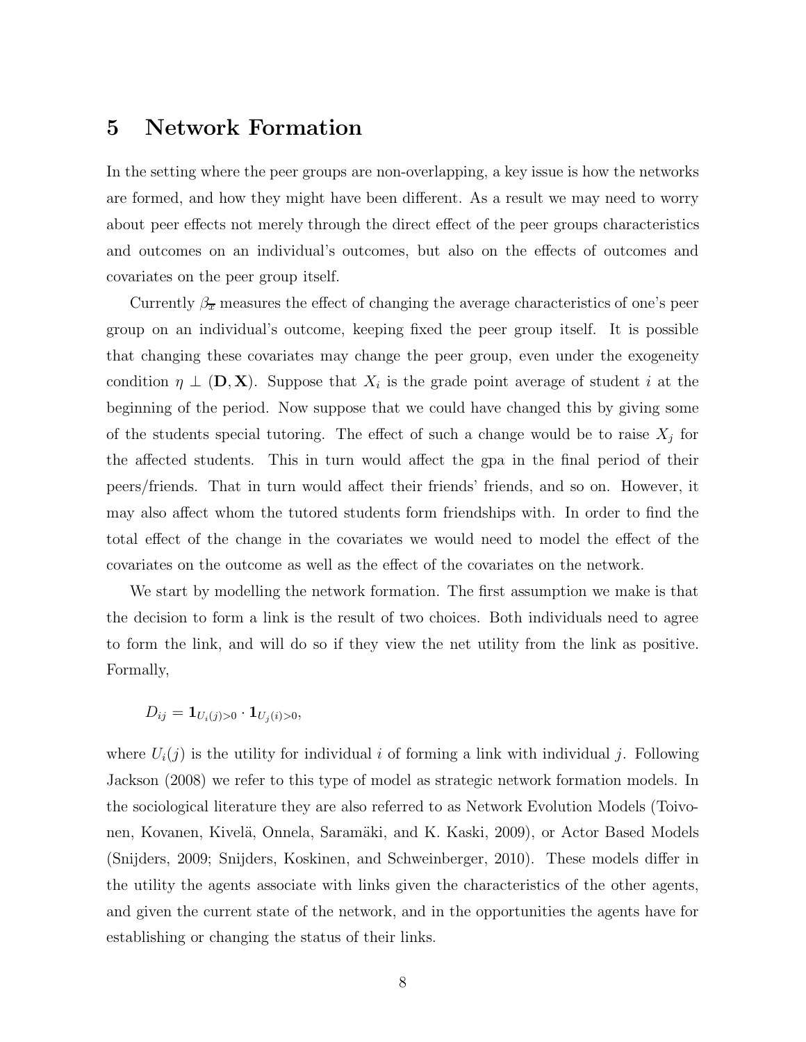# 5 Network Formation

In the setting where the peer groups are non-overlapping, a key issue is how the networks are formed, and how they might have been different. As a result we may need to worry about peer effects not merely through the direct effect of the peer groups characteristics and outcomes on an individual's outcomes, but also on the effects of outcomes and covariates on the peer group itself.

Currently $\beta_{\overline{x}}$ measures the effect of changing the average characteristics of one's peer group on an individual's outcome, keeping fixed the peer group itself. It is possible that changing these covariates may change the peer group, even under the exogeneity condition $\eta \perp (\mathbf{D}, \mathbf{X})$. Suppose that $X_i$ is the grade point average of student $i$ at the beginning of the period. Now suppose that we could have changed this by giving some of the students special tutoring. The effect of such a change would be to raise $X_j$ for the affected students. This in turn would affect the gpa in the final period of their peers/friends. That in turn would affect their friends' friends, and so on. However, it may also affect whom the tutored students form friendships with. In order to find the total effect of the change in the covariates we would need to model the effect of the covariates on the outcome as well as the effect of the covariates on the network.

We start by modelling the network formation. The first assumption we make is that the decision to form a link is the result of two choices. Both individuals need to agree to form the link, and will do so if they view the net utility from the link as positive. Formally,

$$D_{ij} = \mathbf{1}_{U_i(j)>0} \cdot \mathbf{1}_{U_j(i)>0},$$

where $U_i(j)$ is the utility for individual $i$ of forming a link with individual $j$. Following Jackson (2008) we refer to this type of model as strategic network formation models. In the sociological literature they are also referred to as Network Evolution Models (Toivonen, Kovanen, Kivelä, Onnela, Saramäki, and K. Kaski, 2009), or Actor Based Models (Snijders, 2009; Snijders, Koskinen, and Schweinberger, 2010). These models differ in the utility the agents associate with links given the characteristics of the other agents, and given the current state of the network, and in the opportunities the agents have for establishing or changing the status of their links.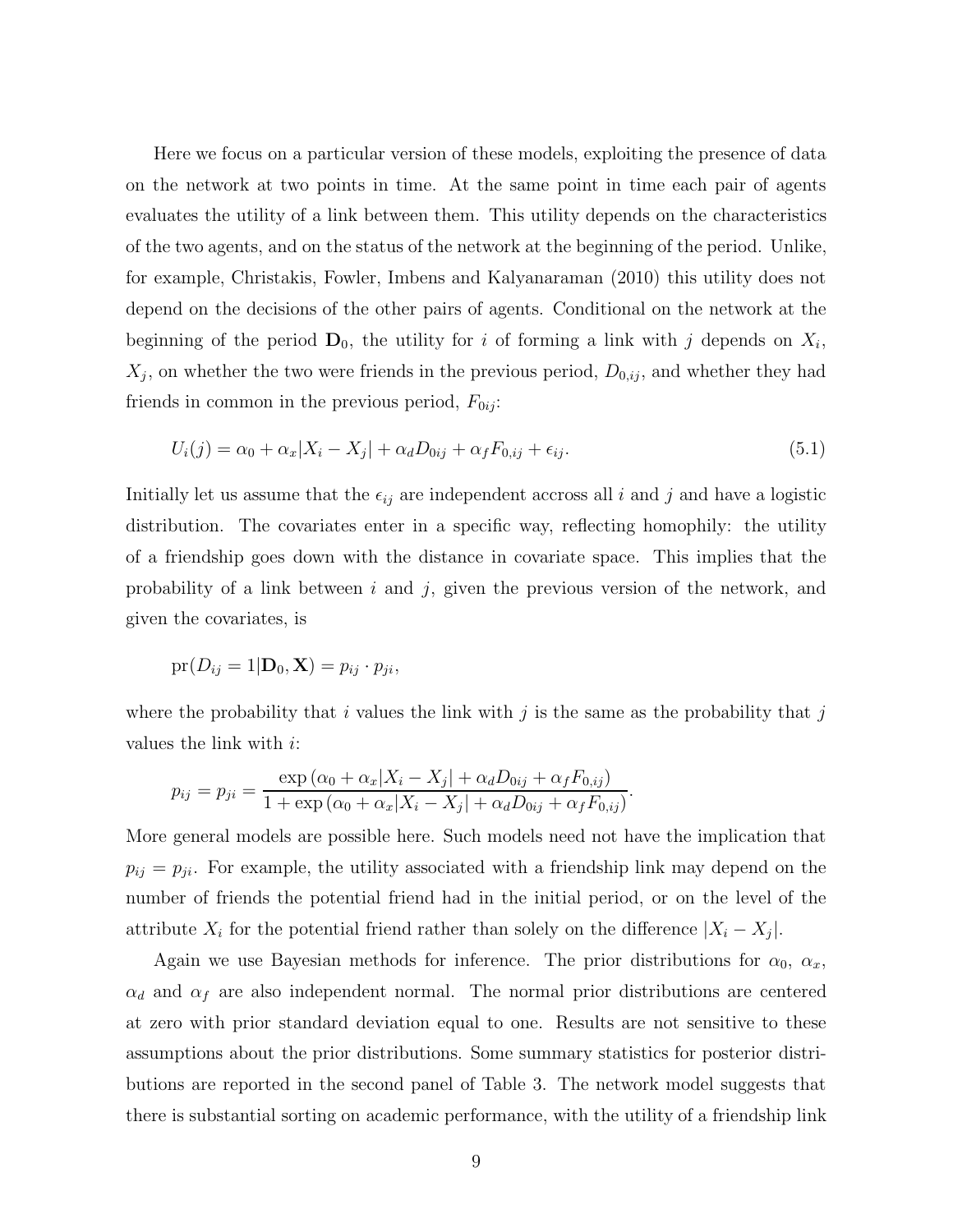Here we focus on a particular version of these models, exploiting the presence of data on the network at two points in time. At the same point in time each pair of agents evaluates the utility of a link between them. This utility depends on the characteristics of the two agents, and on the status of the network at the beginning of the period. Unlike, for example, Christakis, Fowler, Imbens and Kalyanaraman (2010) this utility does not depend on the decisions of the other pairs of agents. Conditional on the network at the beginning of the period $\mathbf{D}_0$, the utility for $i$ of forming a link with $j$ depends on $X_i$, $X_j$, on whether the two were friends in the previous period, $D_{0,ij}$, and whether they had friends in common in the previous period, $F_{0ij}$:

$$U_i(j) = \alpha_0 + \alpha_x |X_i - X_j| + \alpha_d D_{0ij} + \alpha_f F_{0,ij} + \epsilon_{ij}. \tag{5.1}$$

Initially let us assume that the $\epsilon_{ij}$ are independent accross all $i$ and $j$ and have a logistic distribution. The covariates enter in a specific way, reflecting homophily: the utility of a friendship goes down with the distance in covariate space. This implies that the probability of a link between $i$ and $j$, given the previous version of the network, and given the covariates, is

$$\text{pr}(D_{ij} = 1 | \mathbf{D}_0, \mathbf{X}) = p_{ij} \cdot p_{ji},$$

where the probability that $i$ values the link with $j$ is the same as the probability that $j$ values the link with $i$:

$$p_{ij} = p_{ji} = \frac{\exp\left(\alpha_0 + \alpha_x |X_i - X_j| + \alpha_d D_{0ij} + \alpha_f F_{0,ij}\right)}{1 + \exp\left(\alpha_0 + \alpha_x |X_i - X_j| + \alpha_d D_{0ij} + \alpha_f F_{0,ij}\right)}.$$

More general models are possible here. Such models need not have the implication that $p_{ij} = p_{ji}$. For example, the utility associated with a friendship link may depend on the number of friends the potential friend had in the initial period, or on the level of the attribute $X_i$ for the potential friend rather than solely on the difference $|X_i - X_j|$.

Again we use Bayesian methods for inference. The prior distributions for $\alpha_0$, $\alpha_x$, $\alpha_d$ and $\alpha_f$ are also independent normal. The normal prior distributions are centered at zero with prior standard deviation equal to one. Results are not sensitive to these assumptions about the prior distributions. Some summary statistics for posterior distributions are reported in the second panel of Table 3. The network model suggests that there is substantial sorting on academic performance, with the utility of a friendship link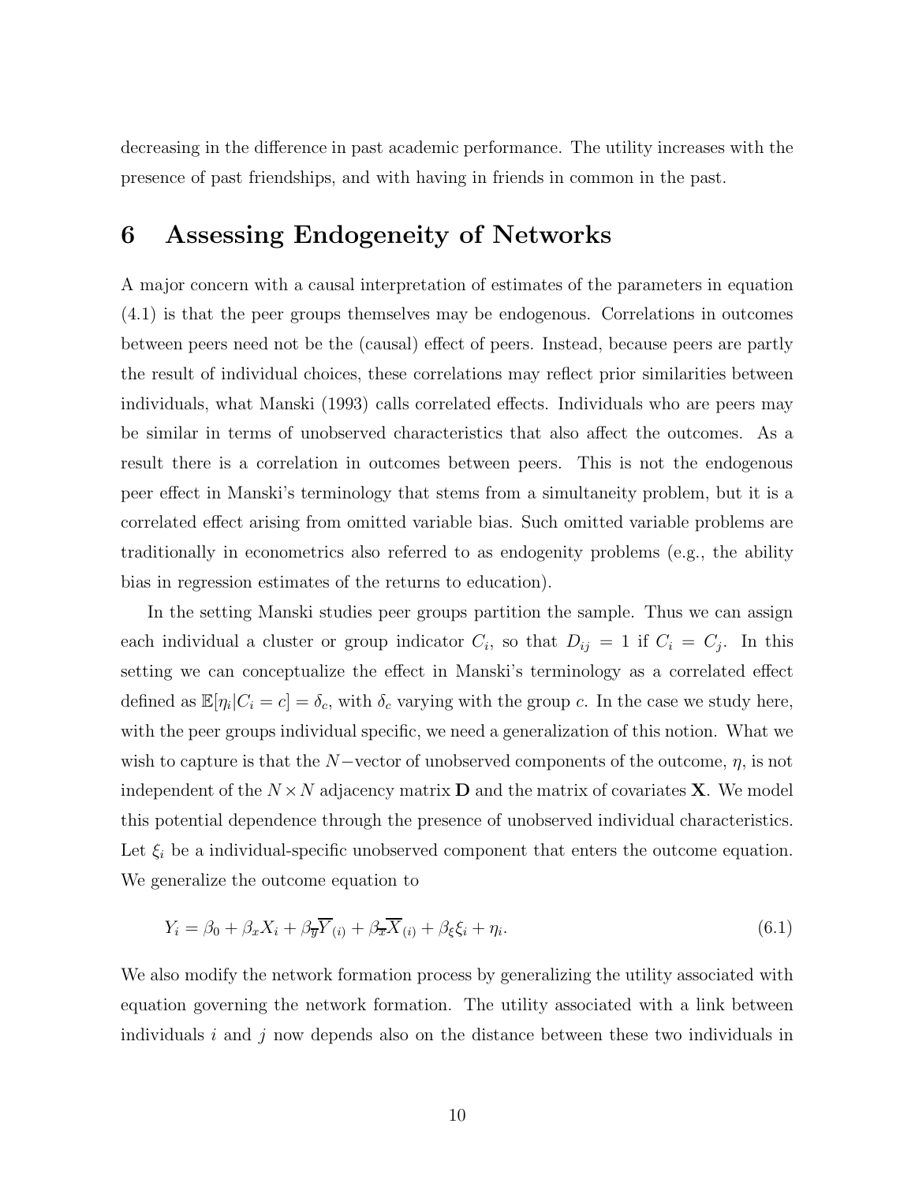decreasing in the difference in past academic performance. The utility increases with the presence of past friendships, and with having in friends in common in the past.

# 6 Assessing Endogeneity of Networks

A major concern with a causal interpretation of estimates of the parameters in equation (4.1) is that the peer groups themselves may be endogenous. Correlations in outcomes between peers need not be the (causal) effect of peers. Instead, because peers are partly the result of individual choices, these correlations may reflect prior similarities between individuals, what Manski (1993) calls correlated effects. Individuals who are peers may be similar in terms of unobserved characteristics that also affect the outcomes. As a result there is a correlation in outcomes between peers. This is not the endogenous peer effect in Manski's terminology that stems from a simultaneity problem, but it is a correlated effect arising from omitted variable bias. Such omitted variable problems are traditionally in econometrics also referred to as endogenity problems (e.g., the ability bias in regression estimates of the returns to education).

In the setting Manski studies peer groups partition the sample. Thus we can assign each individual a cluster or group indicator $C_i$, so that $D_{ij} = 1$ if $C_i = C_j$. In this setting we can conceptualize the effect in Manski's terminology as a correlated effect defined as $\mathbb{E}[\eta_i | C_i = c] = \delta_c$, with $\delta_c$ varying with the group $c$. In the case we study here, with the peer groups individual specific, we need a generalization of this notion. What we wish to capture is that the $N-$vector of unobserved components of the outcome, $\eta$, is not independent of the $N \times N$ adjacency matrix $\mathbf{D}$ and the matrix of covariates $\mathbf{X}$. We model this potential dependence through the presence of unobserved individual characteristics. Let $\xi_i$ be a individual-specific unobserved component that enters the outcome equation. We generalize the outcome equation to

$$Y_i = \beta_0 + \beta_x X_i + \beta_{\overline{y}} \overline{Y}_{(i)} + \beta_{\overline{x}} \overline{X}_{(i)} + \beta_\xi \xi_i + \eta_i. \tag{6.1}$$

We also modify the network formation process by generalizing the utility associated with equation governing the network formation. The utility associated with a link between individuals $i$ and $j$ now depends also on the distance between these two individuals in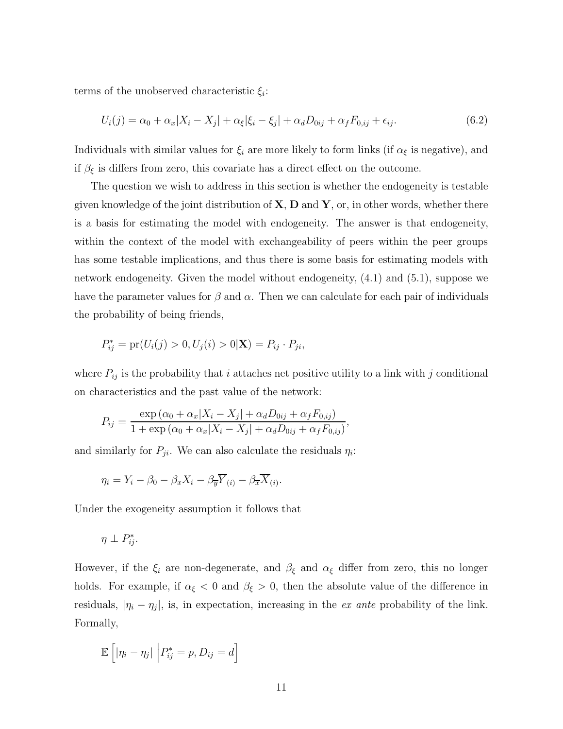terms of the unobserved characteristic $\xi_i$:

$$U_i(j) = \alpha_0 + \alpha_x|X_i - X_j| + \alpha_\xi|\xi_i - \xi_j| + \alpha_d D_{0ij} + \alpha_f F_{0,ij} + \epsilon_{ij}. \tag{6.2}$$

Individuals with similar values for $\xi_i$ are more likely to form links (if $\alpha_\xi$ is negative), and if $\beta_\xi$ is differs from zero, this covariate has a direct effect on the outcome.

The question we wish to address in this section is whether the endogeneity is testable given knowledge of the joint distribution of $\mathbf{X}$, $\mathbf{D}$ and $\mathbf{Y}$, or, in other words, whether there is a basis for estimating the model with endogeneity. The answer is that endogeneity, within the context of the model with exchangeability of peers within the peer groups has some testable implications, and thus there is some basis for estimating models with network endogeneity. Given the model without endogeneity, (4.1) and (5.1), suppose we have the parameter values for $\beta$ and $\alpha$. Then we can calculate for each pair of individuals the probability of being friends,

$$P^*_{ij} = \text{pr}(U_i(j) > 0, U_j(i) > 0|\mathbf{X}) = P_{ij} \cdot P_{ji},$$

where $P_{ij}$ is the probability that $i$ attaches net positive utility to a link with $j$ conditional on characteristics and the past value of the network:

$$P_{ij} = \frac{\exp\left(\alpha_0 + \alpha_x|X_i - X_j| + \alpha_d D_{0ij} + \alpha_f F_{0,ij}\right)}{1 + \exp\left(\alpha_0 + \alpha_x|X_i - X_j| + \alpha_d D_{0ij} + \alpha_f F_{0,ij}\right)},$$

and similarly for $P_{ji}$. We can also calculate the residuals $\eta_i$:

$$\eta_i = Y_i - \beta_0 - \beta_x X_i - \beta_{\overline{y}}\overline{Y}_{(i)} - \beta_{\overline{x}}\overline{X}_{(i)}.$$

Under the exogeneity assumption it follows that

$$\eta \perp P^*_{ij}.$$

However, if the $\xi_i$ are non-degenerate, and $\beta_\xi$ and $\alpha_\xi$ differ from zero, this no longer holds. For example, if $\alpha_\xi < 0$ and $\beta_\xi > 0$, then the absolute value of the difference in residuals, $|\eta_i - \eta_j|$, is, in expectation, increasing in the *ex ante* probability of the link. Formally,

$$\mathbb{E}\left[|\eta_i - \eta_j| \,\middle|\, P^*_{ij} = p, D_{ij} = d\right]$$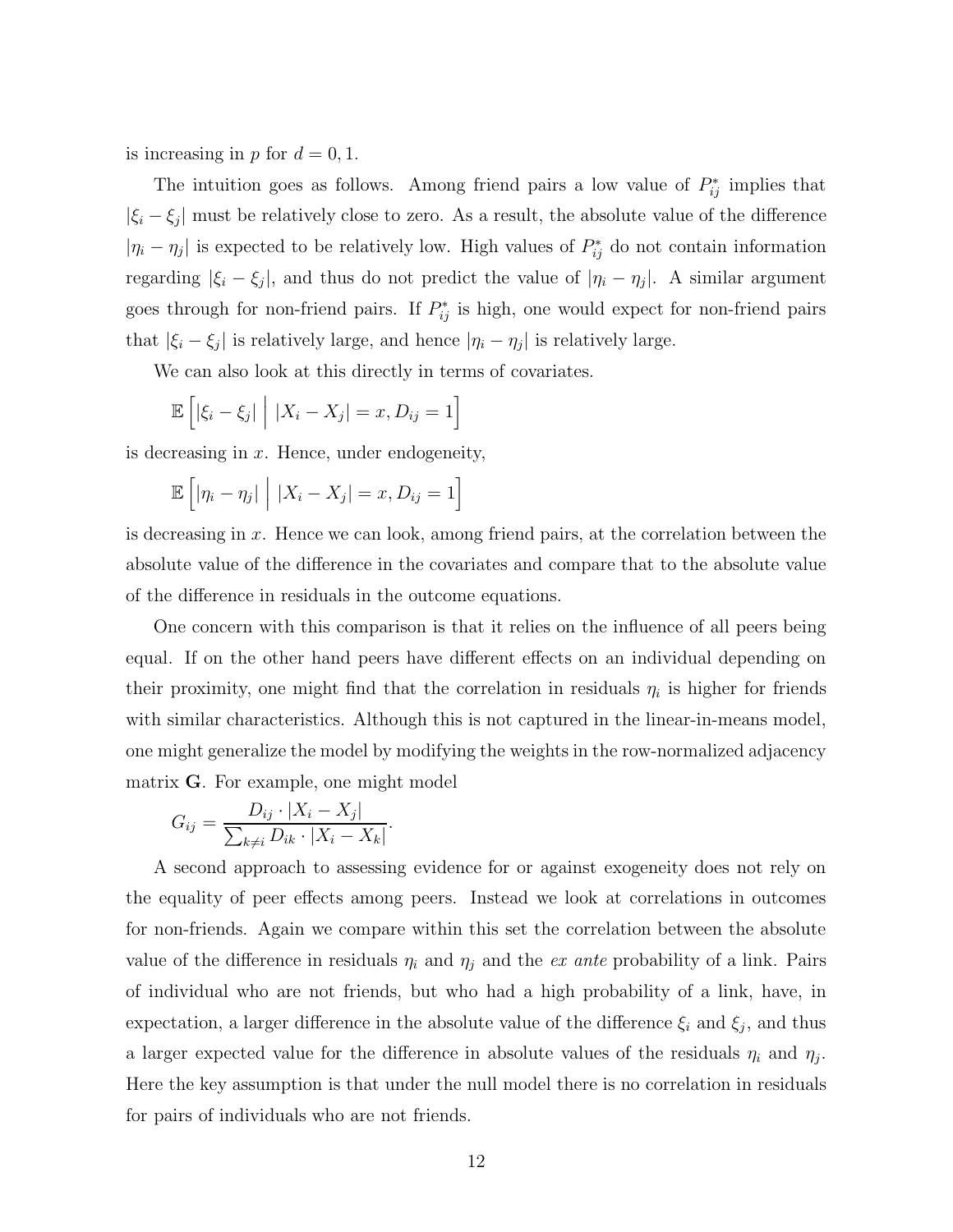is increasing in $p$ for $d = 0, 1$.

The intuition goes as follows. Among friend pairs a low value of $P^*_{ij}$ implies that $|\xi_i - \xi_j|$ must be relatively close to zero. As a result, the absolute value of the difference $|\eta_i - \eta_j|$ is expected to be relatively low. High values of $P^*_{ij}$ do not contain information regarding $|\xi_i - \xi_j|$, and thus do not predict the value of $|\eta_i - \eta_j|$. A similar argument goes through for non-friend pairs. If $P^*_{ij}$ is high, one would expect for non-friend pairs that $|\xi_i - \xi_j|$ is relatively large, and hence $|\eta_i - \eta_j|$ is relatively large.

We can also look at this directly in terms of covariates.

$$\mathbb{E}\left[|\xi_i - \xi_j| \;\middle|\; |X_i - X_j| = x, D_{ij} = 1\right]$$

is decreasing in $x$. Hence, under endogeneity,

$$\mathbb{E}\left[|\eta_i - \eta_j| \;\middle|\; |X_i - X_j| = x, D_{ij} = 1\right]$$

is decreasing in $x$. Hence we can look, among friend pairs, at the correlation between the absolute value of the difference in the covariates and compare that to the absolute value of the difference in residuals in the outcome equations.

One concern with this comparison is that it relies on the influence of all peers being equal. If on the other hand peers have different effects on an individual depending on their proximity, one might find that the correlation in residuals $\eta_i$ is higher for friends with similar characteristics. Although this is not captured in the linear-in-means model, one might generalize the model by modifying the weights in the row-normalized adjacency matrix $\mathbf{G}$. For example, one might model

$$G_{ij} = \frac{D_{ij} \cdot |X_i - X_j|}{\sum_{k \neq i} D_{ik} \cdot |X_i - X_k|}.$$

A second approach to assessing evidence for or against exogeneity does not rely on the equality of peer effects among peers. Instead we look at correlations in outcomes for non-friends. Again we compare within this set the correlation between the absolute value of the difference in residuals $\eta_i$ and $\eta_j$ and the *ex ante* probability of a link. Pairs of individual who are not friends, but who had a high probability of a link, have, in expectation, a larger difference in the absolute value of the difference $\xi_i$ and $\xi_j$, and thus a larger expected value for the difference in absolute values of the residuals $\eta_i$ and $\eta_j$. Here the key assumption is that under the null model there is no correlation in residuals for pairs of individuals who are not friends.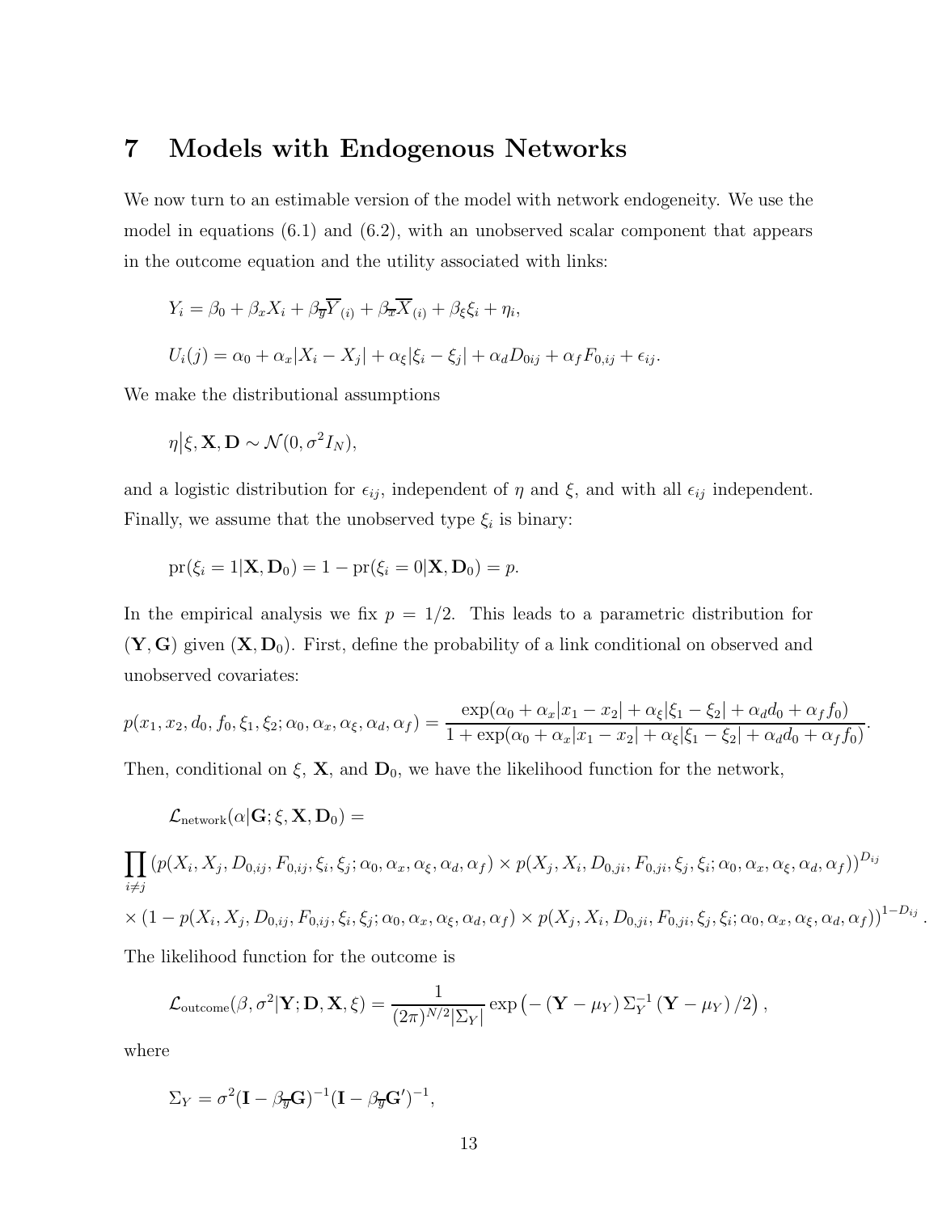# 7 Models with Endogenous Networks

We now turn to an estimable version of the model with network endogeneity. We use the model in equations (6.1) and (6.2), with an unobserved scalar component that appears in the outcome equation and the utility associated with links:

$$Y_i = \beta_0 + \beta_x X_i + \beta_{\overline{y}} \overline{Y}_{(i)} + \beta_{\overline{x}} \overline{X}_{(i)} + \beta_\xi \xi_i + \eta_i,$$

$$U_i(j) = \alpha_0 + \alpha_x |X_i - X_j| + \alpha_\xi |\xi_i - \xi_j| + \alpha_d D_{0ij} + \alpha_f F_{0,ij} + \epsilon_{ij}.$$

We make the distributional assumptions

$$\eta \big| \xi, \mathbf{X}, \mathbf{D} \sim \mathcal{N}(0, \sigma^2 I_N),$$

and a logistic distribution for $\epsilon_{ij}$, independent of $\eta$ and $\xi$, and with all $\epsilon_{ij}$ independent. Finally, we assume that the unobserved type $\xi_i$ is binary:

$$\text{pr}(\xi_i = 1 | \mathbf{X}, \mathbf{D}_0) = 1 - \text{pr}(\xi_i = 0 | \mathbf{X}, \mathbf{D}_0) = p.$$

In the empirical analysis we fix $p = 1/2$. This leads to a parametric distribution for $(\mathbf{Y}, \mathbf{G})$ given $(\mathbf{X}, \mathbf{D}_0)$. First, define the probability of a link conditional on observed and unobserved covariates:

$$p(x_1, x_2, d_0, f_0, \xi_1, \xi_2; \alpha_0, \alpha_x, \alpha_\xi, \alpha_d, \alpha_f) = \frac{\exp(\alpha_0 + \alpha_x |x_1 - x_2| + \alpha_\xi |\xi_1 - \xi_2| + \alpha_d d_0 + \alpha_f f_0)}{1 + \exp(\alpha_0 + \alpha_x |x_1 - x_2| + \alpha_\xi |\xi_1 - \xi_2| + \alpha_d d_0 + \alpha_f f_0)}.$$

Then, conditional on $\xi$, $\mathbf{X}$, and $\mathbf{D}_0$, we have the likelihood function for the network,

$$\mathcal{L}_{\text{network}}(\alpha | \mathbf{G}; \xi, \mathbf{X}, \mathbf{D}_0) =$$

$$\prod_{i \neq j} \left( p(X_i, X_j, D_{0,ij}, F_{0,ij}, \xi_i, \xi_j; \alpha_0, \alpha_x, \alpha_\xi, \alpha_d, \alpha_f) \times p(X_j, X_i, D_{0,ji}, F_{0,ji}, \xi_j, \xi_i; \alpha_0, \alpha_x, \alpha_\xi, \alpha_d, \alpha_f) \right)^{D_{ij}}$$

$$\times \left(1 - p(X_i, X_j, D_{0,ij}, F_{0,ij}, \xi_i, \xi_j; \alpha_0, \alpha_x, \alpha_\xi, \alpha_d, \alpha_f) \times p(X_j, X_i, D_{0,ji}, F_{0,ji}, \xi_j, \xi_i; \alpha_0, \alpha_x, \alpha_\xi, \alpha_d, \alpha_f)\right)^{1 - D_{ij}}.$$

The likelihood function for the outcome is

$$\mathcal{L}_{\text{outcome}}(\beta, \sigma^2 | \mathbf{Y}; \mathbf{D}, \mathbf{X}, \xi) = \frac{1}{(2\pi)^{N/2} |\Sigma_Y|} \exp\left( - \left(\mathbf{Y} - \mu_Y\right) \Sigma_Y^{-1} \left(\mathbf{Y} - \mu_Y\right)/2 \right),$$

where

$$\Sigma_Y = \sigma^2 (\mathbf{I} - \beta_{\overline{y}} \mathbf{G})^{-1} (\mathbf{I} - \beta_{\overline{y}} \mathbf{G}')^{-1},$$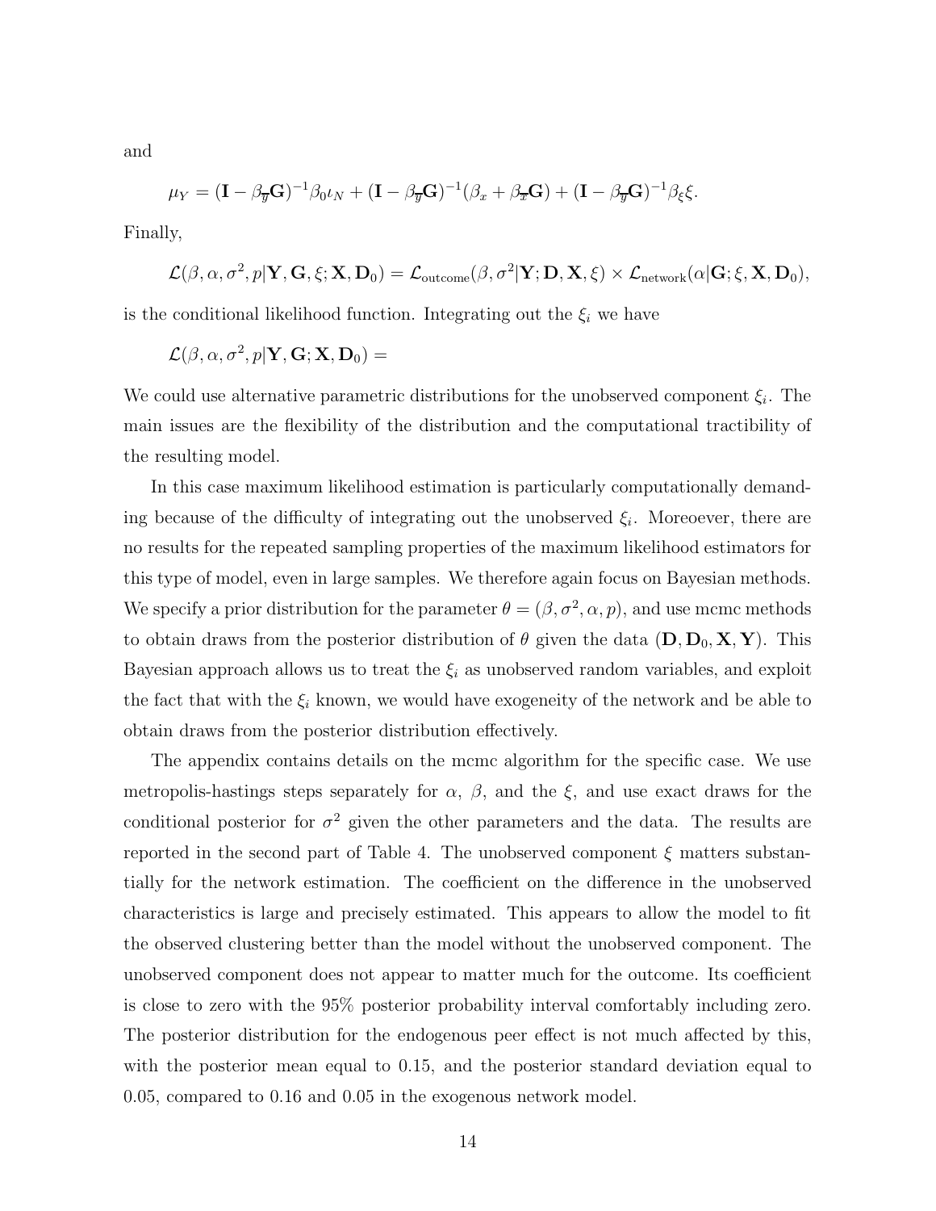and

$$\mu_Y = (\mathbf{I} - \beta_{\overline{y}}\mathbf{G})^{-1}\beta_0\iota_N + (\mathbf{I} - \beta_{\overline{y}}\mathbf{G})^{-1}(\beta_x + \beta_{\overline{x}}\mathbf{G}) + (\mathbf{I} - \beta_{\overline{y}}\mathbf{G})^{-1}\beta_\xi\xi.$$

Finally,

$$\mathcal{L}(\beta, \alpha, \sigma^2, p|\mathbf{Y}, \mathbf{G}, \xi; \mathbf{X}, \mathbf{D}_0) = \mathcal{L}_{\text{outcome}}(\beta, \sigma^2|\mathbf{Y}; \mathbf{D}, \mathbf{X}, \xi) \times \mathcal{L}_{\text{network}}(\alpha|\mathbf{G}; \xi, \mathbf{X}, \mathbf{D}_0),$$

is the conditional likelihood function. Integrating out the $\xi_i$ we have

$$\mathcal{L}(\beta, \alpha, \sigma^2, p|\mathbf{Y}, \mathbf{G}; \mathbf{X}, \mathbf{D}_0) =$$

We could use alternative parametric distributions for the unobserved component $\xi_i$. The main issues are the flexibility of the distribution and the computational tractibility of the resulting model.

In this case maximum likelihood estimation is particularly computationally demanding because of the difficulty of integrating out the unobserved $\xi_i$. Moreoever, there are no results for the repeated sampling properties of the maximum likelihood estimators for this type of model, even in large samples. We therefore again focus on Bayesian methods. We specify a prior distribution for the parameter $\theta = (\beta, \sigma^2, \alpha, p)$, and use mcmc methods to obtain draws from the posterior distribution of $\theta$ given the data $(\mathbf{D}, \mathbf{D}_0, \mathbf{X}, \mathbf{Y})$. This Bayesian approach allows us to treat the $\xi_i$ as unobserved random variables, and exploit the fact that with the $\xi_i$ known, we would have exogeneity of the network and be able to obtain draws from the posterior distribution effectively.

The appendix contains details on the mcmc algorithm for the specific case. We use metropolis-hastings steps separately for $\alpha$, $\beta$, and the $\xi$, and use exact draws for the conditional posterior for $\sigma^2$ given the other parameters and the data. The results are reported in the second part of Table 4. The unobserved component $\xi$ matters substantially for the network estimation. The coefficient on the difference in the unobserved characteristics is large and precisely estimated. This appears to allow the model to fit the observed clustering better than the model without the unobserved component. The unobserved component does not appear to matter much for the outcome. Its coefficient is close to zero with the 95% posterior probability interval comfortably including zero. The posterior distribution for the endogenous peer effect is not much affected by this, with the posterior mean equal to 0.15, and the posterior standard deviation equal to 0.05, compared to 0.16 and 0.05 in the exogenous network model.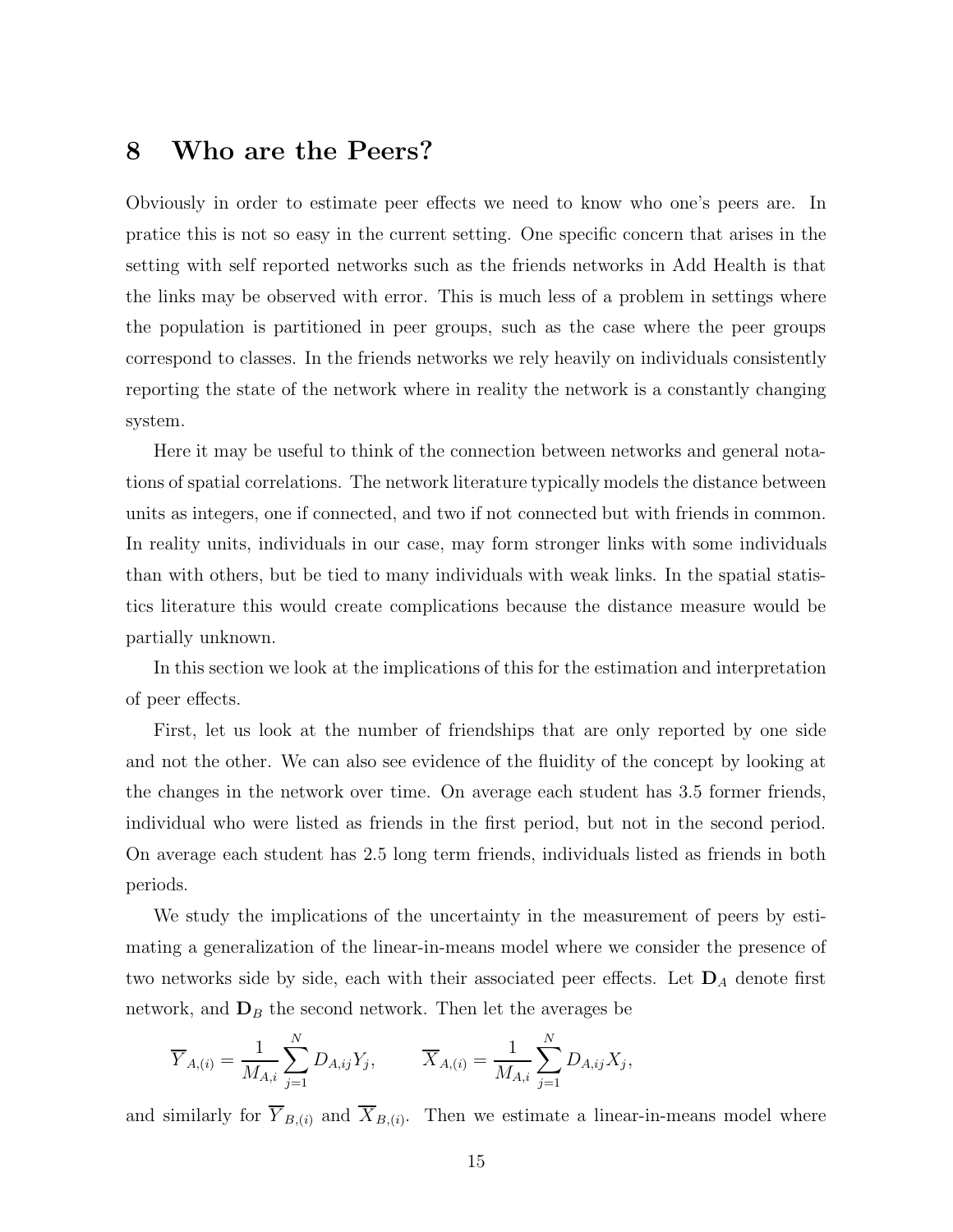# 8 Who are the Peers?

Obviously in order to estimate peer effects we need to know who one's peers are. In pratice this is not so easy in the current setting. One specific concern that arises in the setting with self reported networks such as the friends networks in Add Health is that the links may be observed with error. This is much less of a problem in settings where the population is partitioned in peer groups, such as the case where the peer groups correspond to classes. In the friends networks we rely heavily on individuals consistently reporting the state of the network where in reality the network is a constantly changing system.

Here it may be useful to think of the connection between networks and general notations of spatial correlations. The network literature typically models the distance between units as integers, one if connected, and two if not connected but with friends in common. In reality units, individuals in our case, may form stronger links with some individuals than with others, but be tied to many individuals with weak links. In the spatial statistics literature this would create complications because the distance measure would be partially unknown.

In this section we look at the implications of this for the estimation and interpretation of peer effects.

First, let us look at the number of friendships that are only reported by one side and not the other. We can also see evidence of the fluidity of the concept by looking at the changes in the network over time. On average each student has 3.5 former friends, individual who were listed as friends in the first period, but not in the second period. On average each student has 2.5 long term friends, individuals listed as friends in both periods.

We study the implications of the uncertainty in the measurement of peers by estimating a generalization of the linear-in-means model where we consider the presence of two networks side by side, each with their associated peer effects. Let $\mathbf{D}_A$ denote first network, and $\mathbf{D}_B$ the second network. Then let the averages be

$$\overline{Y}_{A,(i)} = \frac{1}{M_{A,i}} \sum_{j=1}^{N} D_{A,ij} Y_j, \qquad \overline{X}_{A,(i)} = \frac{1}{M_{A,i}} \sum_{j=1}^{N} D_{A,ij} X_j,$$

and similarly for $\overline{Y}_{B,(i)}$ and $\overline{X}_{B,(i)}$. Then we estimate a linear-in-means model where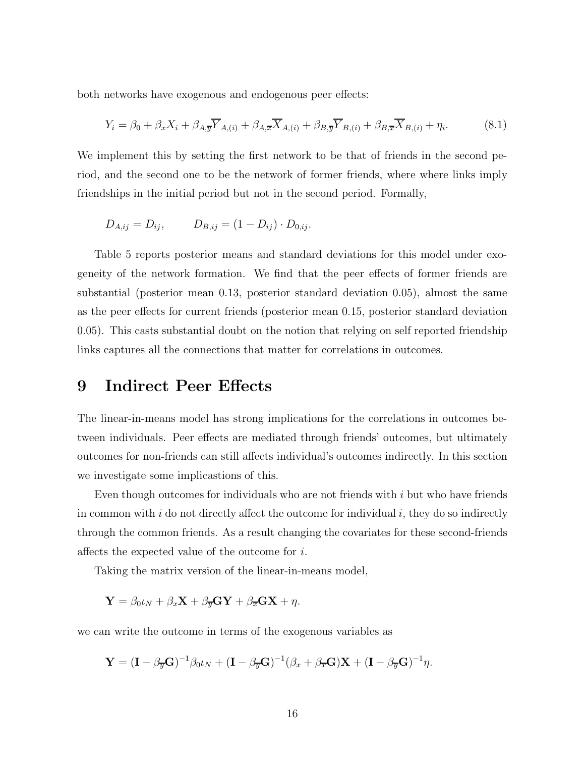both networks have exogenous and endogenous peer effects:

$$Y_i = \beta_0 + \beta_x X_i + \beta_{A,\overline{y}} \overline{Y}_{A,(i)} + \beta_{A,\overline{x}} \overline{X}_{A,(i)} + \beta_{B,\overline{y}} \overline{Y}_{B,(i)} + \beta_{B,\overline{x}} \overline{X}_{B,(i)} + \eta_i. \tag{8.1}$$

We implement this by setting the first network to be that of friends in the second period, and the second one to be the network of former friends, where where links imply friendships in the initial period but not in the second period. Formally,

$$D_{A,ij} = D_{ij}, \qquad D_{B,ij} = (1 - D_{ij}) \cdot D_{0,ij}.$$

Table 5 reports posterior means and standard deviations for this model under exogeneity of the network formation. We find that the peer effects of former friends are substantial (posterior mean 0.13, posterior standard deviation 0.05), almost the same as the peer effects for current friends (posterior mean 0.15, posterior standard deviation 0.05). This casts substantial doubt on the notion that relying on self reported friendship links captures all the connections that matter for correlations in outcomes.

# 9 Indirect Peer Effects

The linear-in-means model has strong implications for the correlations in outcomes between individuals. Peer effects are mediated through friends' outcomes, but ultimately outcomes for non-friends can still affects individual's outcomes indirectly. In this section we investigate some implicastions of this.

Even though outcomes for individuals who are not friends with $i$ but who have friends in common with $i$ do not directly affect the outcome for individual $i$, they do so indirectly through the common friends. As a result changing the covariates for these second-friends affects the expected value of the outcome for $i$.

Taking the matrix version of the linear-in-means model,

$$\mathbf{Y} = \beta_0 \iota_N + \beta_x \mathbf{X} + \beta_{\overline{y}} \mathbf{G} \mathbf{Y} + \beta_{\overline{x}} \mathbf{G} \mathbf{X} + \eta.$$

we can write the outcome in terms of the exogenous variables as

$$\mathbf{Y} = (\mathbf{I} - \beta_{\overline{y}} \mathbf{G})^{-1} \beta_0 \iota_N + (\mathbf{I} - \beta_{\overline{y}} \mathbf{G})^{-1} (\beta_x + \beta_{\overline{x}} \mathbf{G}) \mathbf{X} + (\mathbf{I} - \beta_{\overline{y}} \mathbf{G})^{-1} \eta.$$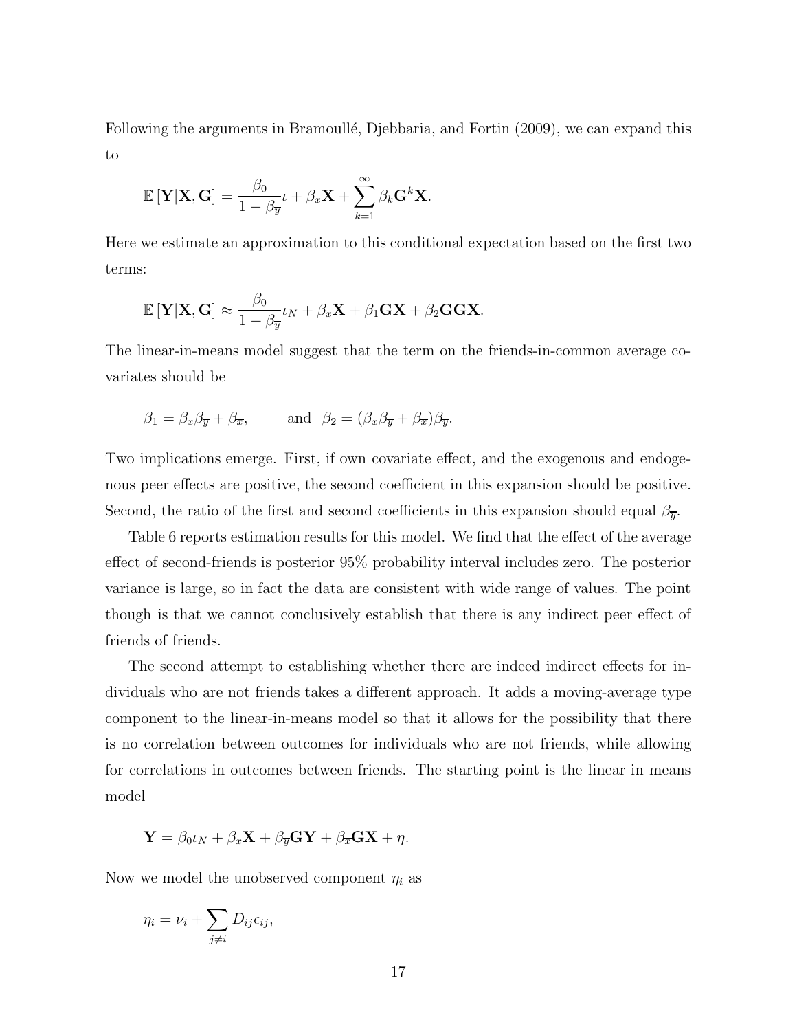Following the arguments in Bramoullé, Djebbaria, and Fortin (2009), we can expand this to

$$\mathbb{E}\left[\mathbf{Y}|\mathbf{X},\mathbf{G}\right] = \frac{\beta_0}{1-\beta_{\overline{y}}}\iota + \beta_x \mathbf{X} + \sum_{k=1}^{\infty} \beta_k \mathbf{G}^k \mathbf{X}.$$

Here we estimate an approximation to this conditional expectation based on the first two terms:

$$\mathbb{E}\left[\mathbf{Y}|\mathbf{X},\mathbf{G}\right] \approx \frac{\beta_0}{1-\beta_{\overline{y}}}\iota_N + \beta_x \mathbf{X} + \beta_1 \mathbf{G}\mathbf{X} + \beta_2 \mathbf{G}\mathbf{G}\mathbf{X}.$$

The linear-in-means model suggest that the term on the friends-in-common average covariates should be

$$\beta_1 = \beta_x \beta_{\overline{y}} + \beta_{\overline{x}}, \qquad \text{and} \quad \beta_2 = (\beta_x \beta_{\overline{y}} + \beta_{\overline{x}})\beta_{\overline{y}}.$$

Two implications emerge. First, if own covariate effect, and the exogenous and endogenous peer effects are positive, the second coefficient in this expansion should be positive. Second, the ratio of the first and second coefficients in this expansion should equal $\beta_{\overline{y}}$.

Table 6 reports estimation results for this model. We find that the effect of the average effect of second-friends is posterior 95% probability interval includes zero. The posterior variance is large, so in fact the data are consistent with wide range of values. The point though is that we cannot conclusively establish that there is any indirect peer effect of friends of friends.

The second attempt to establishing whether there are indeed indirect effects for individuals who are not friends takes a different approach. It adds a moving-average type component to the linear-in-means model so that it allows for the possibility that there is no correlation between outcomes for individuals who are not friends, while allowing for correlations in outcomes between friends. The starting point is the linear in means model

$$\mathbf{Y} = \beta_0 \iota_N + \beta_x \mathbf{X} + \beta_{\overline{y}} \mathbf{G}\mathbf{Y} + \beta_{\overline{x}} \mathbf{G}\mathbf{X} + \eta.$$

Now we model the unobserved component $\eta_i$ as

$$\eta_i = \nu_i + \sum_{j \neq i} D_{ij} \epsilon_{ij},$$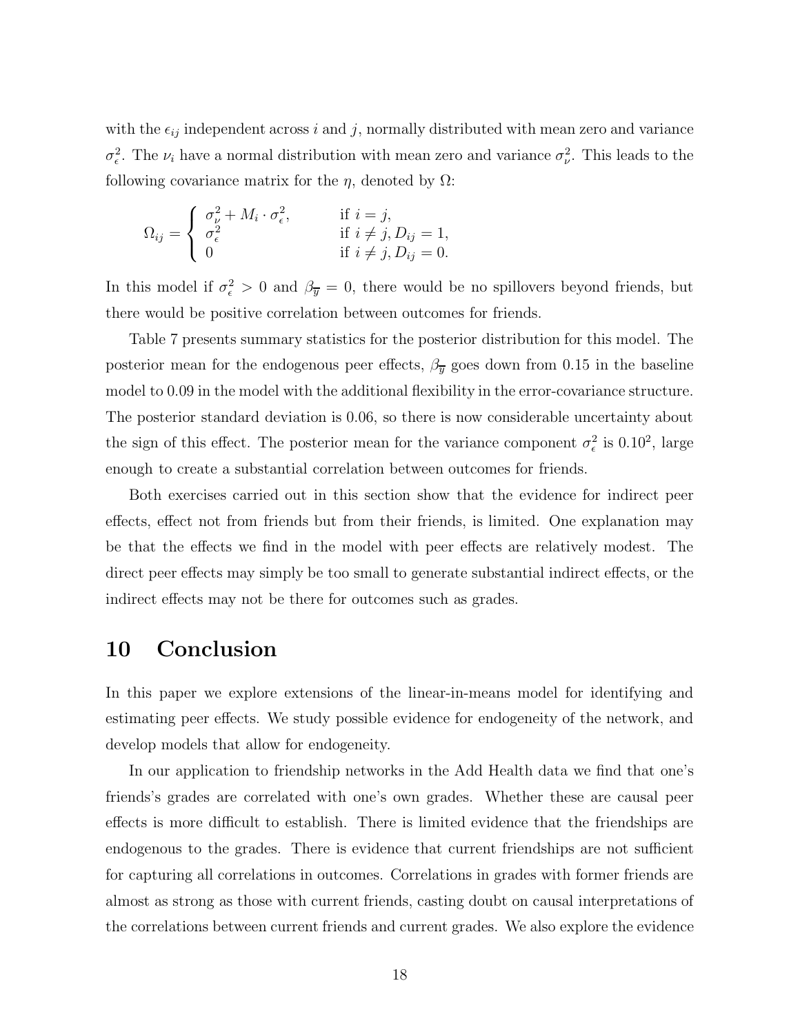with the $\epsilon_{ij}$ independent across $i$ and $j$, normally distributed with mean zero and variance $\sigma_\epsilon^2$. The $\nu_i$ have a normal distribution with mean zero and variance $\sigma_\nu^2$. This leads to the following covariance matrix for the $\eta$, denoted by $\Omega$:

$$\Omega_{ij} = \begin{cases} \sigma_\nu^2 + M_i \cdot \sigma_\epsilon^2, & \text{if } i = j, \\ \sigma_\epsilon^2 & \text{if } i \neq j, D_{ij} = 1, \\ 0 & \text{if } i \neq j, D_{ij} = 0. \end{cases}$$

In this model if $\sigma_\epsilon^2 > 0$ and $\beta_{\overline{y}} = 0$, there would be no spillovers beyond friends, but there would be positive correlation between outcomes for friends.

Table 7 presents summary statistics for the posterior distribution for this model. The posterior mean for the endogenous peer effects, $\beta_{\overline{y}}$ goes down from 0.15 in the baseline model to 0.09 in the model with the additional flexibility in the error-covariance structure. The posterior standard deviation is 0.06, so there is now considerable uncertainty about the sign of this effect. The posterior mean for the variance component $\sigma_\epsilon^2$ is $0.10^2$, large enough to create a substantial correlation between outcomes for friends.

Both exercises carried out in this section show that the evidence for indirect peer effects, effect not from friends but from their friends, is limited. One explanation may be that the effects we find in the model with peer effects are relatively modest. The direct peer effects may simply be too small to generate substantial indirect effects, or the indirect effects may not be there for outcomes such as grades.

# 10 Conclusion

In this paper we explore extensions of the linear-in-means model for identifying and estimating peer effects. We study possible evidence for endogeneity of the network, and develop models that allow for endogeneity.

In our application to friendship networks in the Add Health data we find that one's friends's grades are correlated with one's own grades. Whether these are causal peer effects is more difficult to establish. There is limited evidence that the friendships are endogenous to the grades. There is evidence that current friendships are not sufficient for capturing all correlations in outcomes. Correlations in grades with former friends are almost as strong as those with current friends, casting doubt on causal interpretations of the correlations between current friends and current grades. We also explore the evidence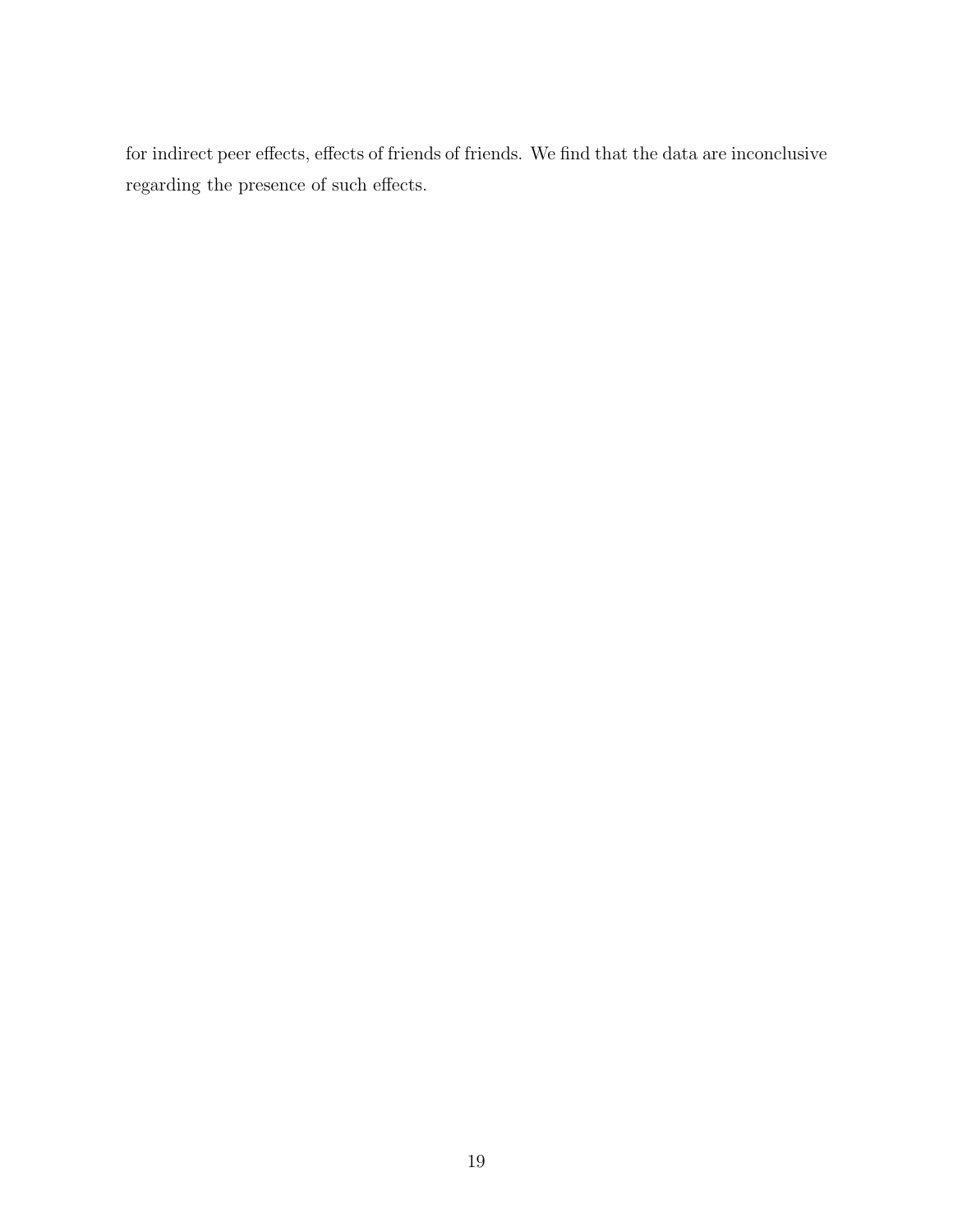for indirect peer effects, effects of friends of friends. We find that the data are inconclusive regarding the presence of such effects.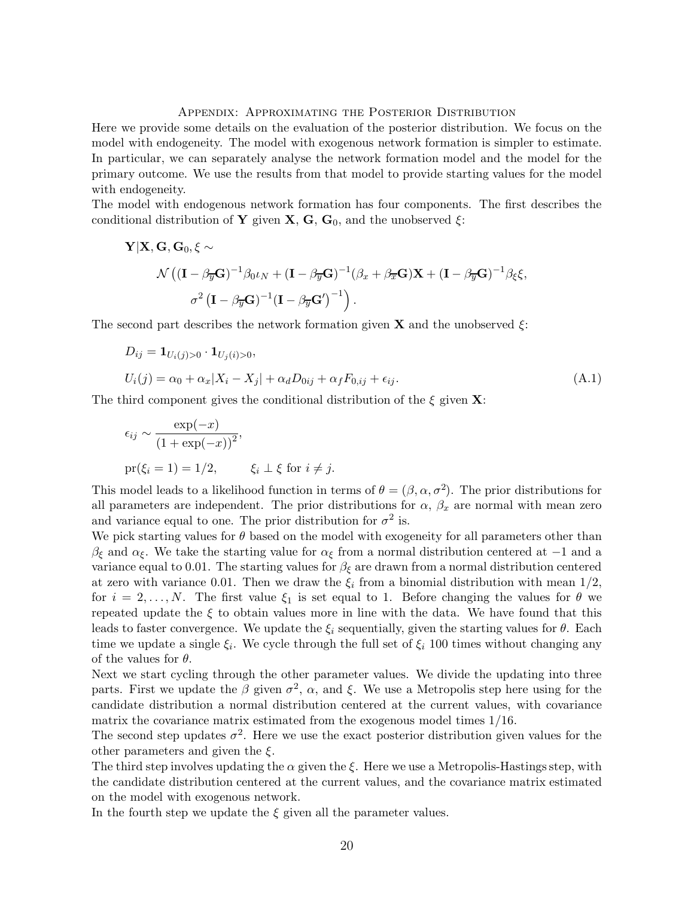## Appendix: Approximating the Posterior Distribution

Here we provide some details on the evaluation of the posterior distribution. We focus on the model with endogeneity. The model with exogenous network formation is simpler to estimate. In particular, we can separately analyse the network formation model and the model for the primary outcome. We use the results from that model to provide starting values for the model with endogeneity.

The model with endogenous network formation has four components. The first describes the conditional distribution of $\mathbf{Y}$ given $\mathbf{X}$, $\mathbf{G}$, $\mathbf{G}_0$, and the unobserved $\xi$:

$$
\begin{aligned}
&\mathbf{Y}|\mathbf{X},\mathbf{G},\mathbf{G}_0,\xi \sim \\
&\qquad \mathcal{N}\Big((\mathbf{I}-\beta_{\overline{y}}\mathbf{G})^{-1}\beta_0\iota_N + (\mathbf{I}-\beta_{\overline{y}}\mathbf{G})^{-1}(\beta_x+\beta_{\overline{x}}\mathbf{G})\mathbf{X} + (\mathbf{I}-\beta_{\overline{y}}\mathbf{G})^{-1}\beta_\xi\xi, \\
&\qquad\quad \sigma^2\left((\mathbf{I}-\beta_{\overline{y}}\mathbf{G})^{-1}(\mathbf{I}-\beta_{\overline{y}}\mathbf{G}')^{-1}\right)\Big).
\end{aligned}
$$

The second part describes the network formation given $\mathbf{X}$ and the unobserved $\xi$:

$$
\begin{aligned}
&D_{ij} = \mathbf{1}_{U_i(j)>0}\cdot\mathbf{1}_{U_j(i)>0}, \\
&U_i(j) = \alpha_0 + \alpha_x|X_i - X_j| + \alpha_d D_{0ij} + \alpha_f F_{0,ij} + \epsilon_{ij}. \qquad \text{(A.1)}
\end{aligned}
$$

The third component gives the conditional distribution of the $\xi$ given $\mathbf{X}$:

$$
\begin{aligned}
&\epsilon_{ij} \sim \frac{\exp(-x)}{(1+\exp(-x))^2}, \\
&\text{pr}(\xi_i = 1) = 1/2, \qquad \xi_i \perp \xi \text{ for } i \neq j.
\end{aligned}
$$

This model leads to a likelihood function in terms of $\theta = (\beta, \alpha, \sigma^2)$. The prior distributions for all parameters are independent. The prior distributions for $\alpha$, $\beta_x$ are normal with mean zero and variance equal to one. The prior distribution for $\sigma^2$ is.

We pick starting values for $\theta$ based on the model with exogeneity for all parameters other than $\beta_\xi$ and $\alpha_\xi$. We take the starting value for $\alpha_\xi$ from a normal distribution centered at $-1$ and a variance equal to 0.01. The starting values for $\beta_\xi$ are drawn from a normal distribution centered at zero with variance 0.01. Then we draw the $\xi_i$ from a binomial distribution with mean $1/2$, for $i = 2, \ldots, N$. The first value $\xi_1$ is set equal to 1. Before changing the values for $\theta$ we repeated update the $\xi$ to obtain values more in line with the data. We have found that this leads to faster convergence. We update the $\xi_i$ sequentially, given the starting values for $\theta$. Each time we update a single $\xi_i$. We cycle through the full set of $\xi_i$ 100 times without changing any of the values for $\theta$.

Next we start cycling through the other parameter values. We divide the updating into three parts. First we update the $\beta$ given $\sigma^2$, $\alpha$, and $\xi$. We use a Metropolis step here using for the candidate distribution a normal distribution centered at the current values, with covariance matrix the covariance matrix estimated from the exogenous model times $1/16$.

The second step updates $\sigma^2$. Here we use the exact posterior distribution given values for the other parameters and given the $\xi$.

The third step involves updating the $\alpha$ given the $\xi$. Here we use a Metropolis-Hastings step, with the candidate distribution centered at the current values, and the covariance matrix estimated on the model with exogenous network.

In the fourth step we update the $\xi$ given all the parameter values.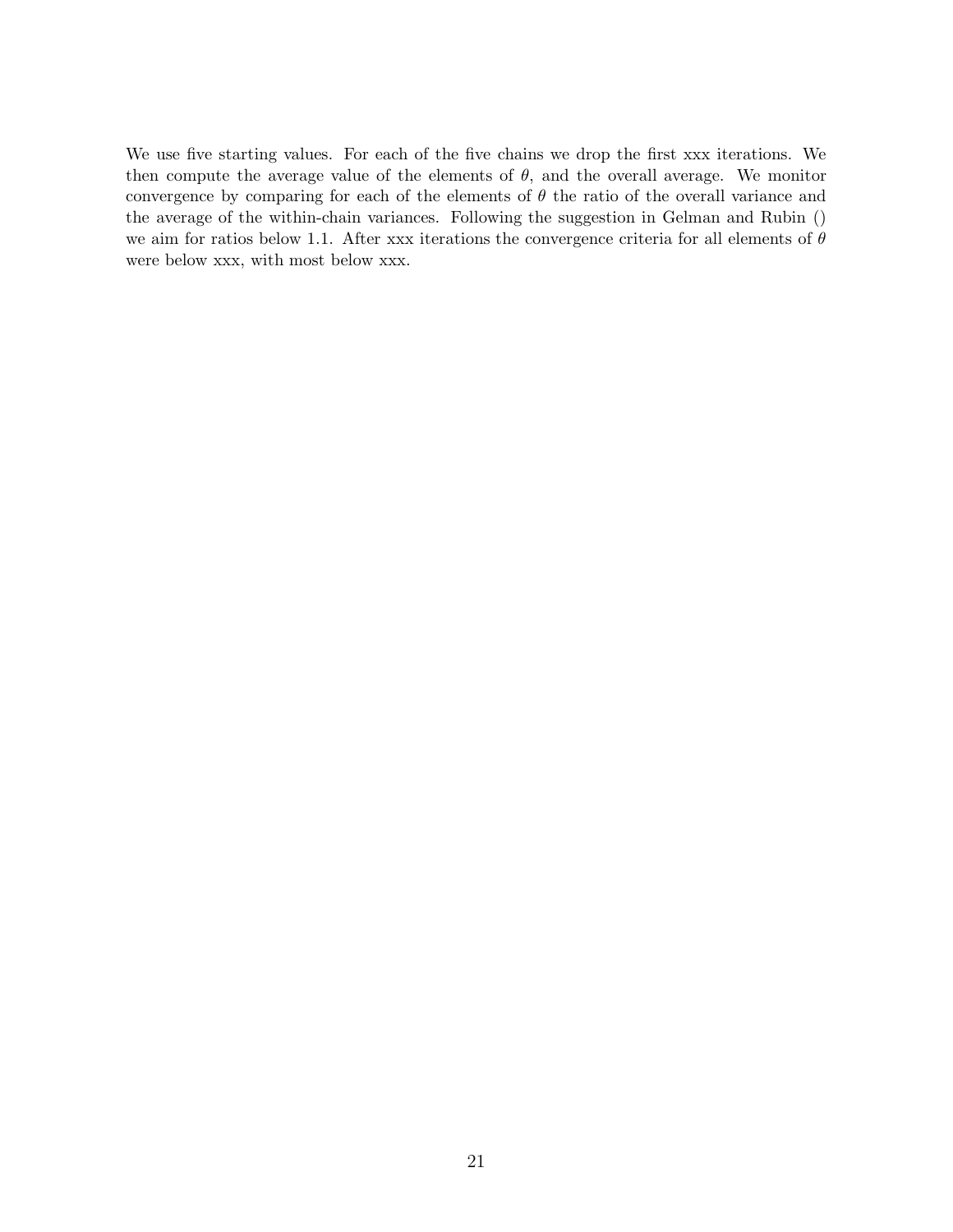We use five starting values. For each of the five chains we drop the first xxx iterations. We then compute the average value of the elements of $\theta$, and the overall average. We monitor convergence by comparing for each of the elements of $\theta$ the ratio of the overall variance and the average of the within-chain variances. Following the suggestion in Gelman and Rubin () we aim for ratios below 1.1. After xxx iterations the convergence criteria for all elements of $\theta$ were below xxx, with most below xxx.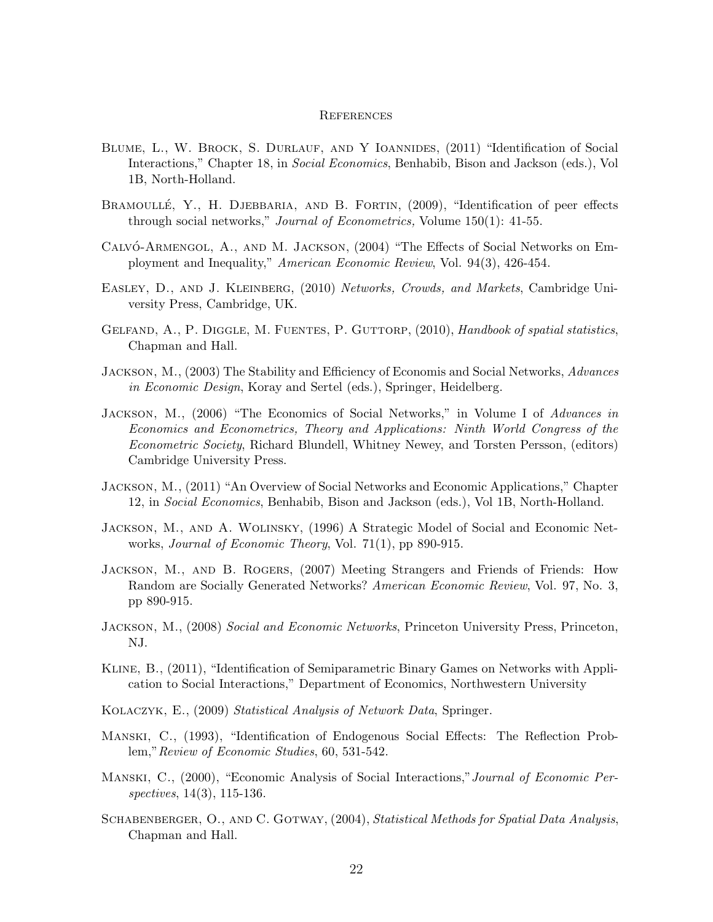# References

Blume, L., W. Brock, S. Durlauf, and Y Ioannides, (2011) "Identification of Social Interactions," Chapter 18, in *Social Economics*, Benhabib, Bison and Jackson (eds.), Vol 1B, North-Holland.

Bramoullé, Y., H. Djebbaria, and B. Fortin, (2009), "Identification of peer effects through social networks," *Journal of Econometrics,* Volume 150(1): 41-55.

Calvó-Armengol, A., and M. Jackson, (2004) "The Effects of Social Networks on Employment and Inequality," *American Economic Review*, Vol. 94(3), 426-454.

Easley, D., and J. Kleinberg, (2010) *Networks, Crowds, and Markets*, Cambridge University Press, Cambridge, UK.

Gelfand, A., P. Diggle, M. Fuentes, P. Guttorp, (2010), *Handbook of spatial statistics*, Chapman and Hall.

Jackson, M., (2003) The Stability and Efficiency of Economis and Social Networks, *Advances in Economic Design*, Koray and Sertel (eds.), Springer, Heidelberg.

Jackson, M., (2006) "The Economics of Social Networks," in Volume I of *Advances in Economics and Econometrics, Theory and Applications: Ninth World Congress of the Econometric Society*, Richard Blundell, Whitney Newey, and Torsten Persson, (editors) Cambridge University Press.

Jackson, M., (2011) "An Overview of Social Networks and Economic Applications," Chapter 12, in *Social Economics*, Benhabib, Bison and Jackson (eds.), Vol 1B, North-Holland.

Jackson, M., and A. Wolinsky, (1996) A Strategic Model of Social and Economic Networks, *Journal of Economic Theory*, Vol. 71(1), pp 890-915.

Jackson, M., and B. Rogers, (2007) Meeting Strangers and Friends of Friends: How Random are Socially Generated Networks? *American Economic Review*, Vol. 97, No. 3, pp 890-915.

Jackson, M., (2008) *Social and Economic Networks*, Princeton University Press, Princeton, NJ.

Kline, B., (2011), "Identification of Semiparametric Binary Games on Networks with Application to Social Interactions," Department of Economics, Northwestern University

Kolaczyk, E., (2009) *Statistical Analysis of Network Data*, Springer.

Manski, C., (1993), "Identification of Endogenous Social Effects: The Reflection Problem," *Review of Economic Studies*, 60, 531-542.

Manski, C., (2000), "Economic Analysis of Social Interactions," *Journal of Economic Perspectives*, 14(3), 115-136.

Schabenberger, O., and C. Gotway, (2004), *Statistical Methods for Spatial Data Analysis*, Chapman and Hall.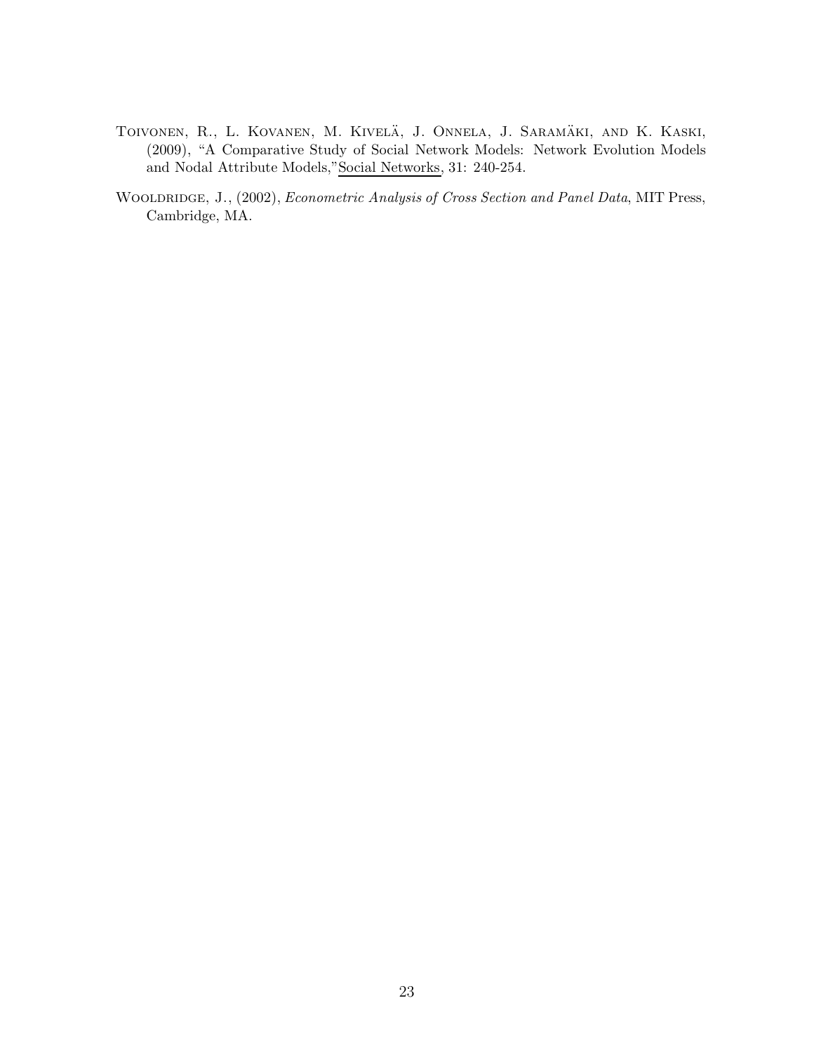Toivonen, R., L. Kovanen, M. Kivelä, J. Onnela, J. Saramäki, and K. Kaski, (2009), "A Comparative Study of Social Network Models: Network Evolution Models and Nodal Attribute Models," Social Networks, 31: 240-254.

Wooldridge, J., (2002), *Econometric Analysis of Cross Section and Panel Data*, MIT Press, Cambridge, MA.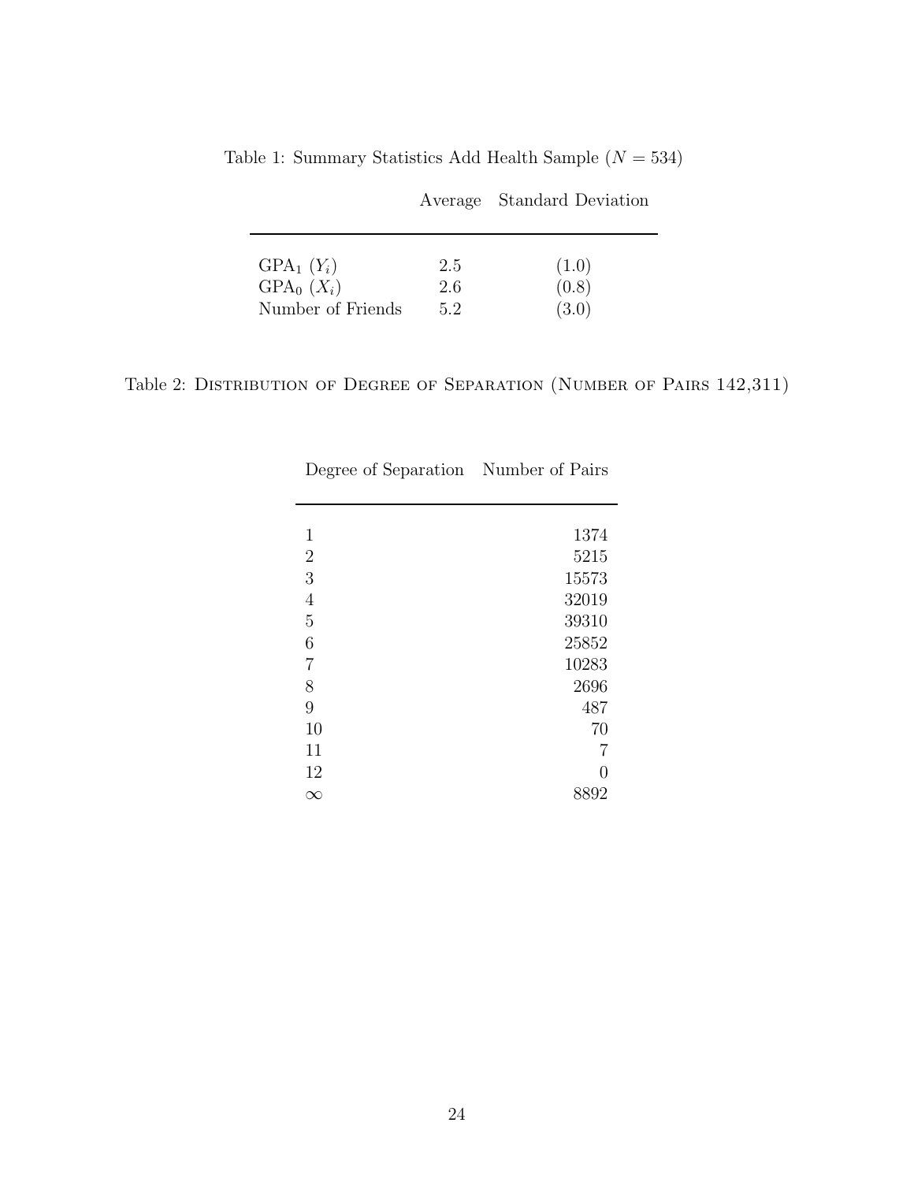Table 1: Summary Statistics Add Health Sample ($N = 534$)

| | Average | Standard Deviation |
|---|---|---|
| $\text{GPA}_1$ ($Y_i$) | 2.5 | (1.0) |
| $\text{GPA}_0$ ($X_i$) | 2.6 | (0.8) |
| Number of Friends | 5.2 | (3.0) |

Table 2: Distribution of Degree of Separation (Number of Pairs 142,311)

| Degree of Separation | Number of Pairs |
|---|---|
| 1 | 1374 |
| 2 | 5215 |
| 3 | 15573 |
| 4 | 32019 |
| 5 | 39310 |
| 6 | 25852 |
| 7 | 10283 |
| 8 | 2696 |
| 9 | 487 |
| 10 | 70 |
| 11 | 7 |
| 12 | 0 |
| $\infty$ | 8892 |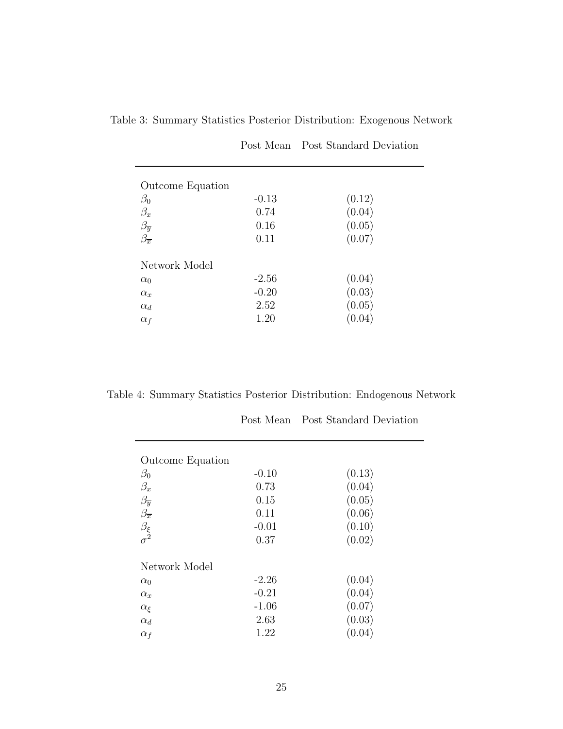Table 3: Summary Statistics Posterior Distribution: Exogenous Network

| | Post Mean | Post Standard Deviation |
|---|---|---|
| Outcome Equation | | |
| $\beta_0$ | -0.13 | (0.12) |
| $\beta_x$ | 0.74 | (0.04) |
| $\beta_{\overline{y}}$ | 0.16 | (0.05) |
| $\beta_{\overline{x}}$ | 0.11 | (0.07) |
| Network Model | | |
| $\alpha_0$ | -2.56 | (0.04) |
| $\alpha_x$ | -0.20 | (0.03) |
| $\alpha_d$ | 2.52 | (0.05) |
| $\alpha_f$ | 1.20 | (0.04) |

Table 4: Summary Statistics Posterior Distribution: Endogenous Network

| | Post Mean | Post Standard Deviation |
|---|---|---|
| Outcome Equation | | |
| $\beta_0$ | -0.10 | (0.13) |
| $\beta_x$ | 0.73 | (0.04) |
| $\beta_{\overline{y}}$ | 0.15 | (0.05) |
| $\beta_{\overline{x}}$ | 0.11 | (0.06) |
| $\beta_\xi$ | -0.01 | (0.10) |
| $\sigma^2$ | 0.37 | (0.02) |
| Network Model | | |
| $\alpha_0$ | -2.26 | (0.04) |
| $\alpha_x$ | -0.21 | (0.04) |
| $\alpha_\xi$ | -1.06 | (0.07) |
| $\alpha_d$ | 2.63 | (0.03) |
| $\alpha_f$ | 1.22 | (0.04) |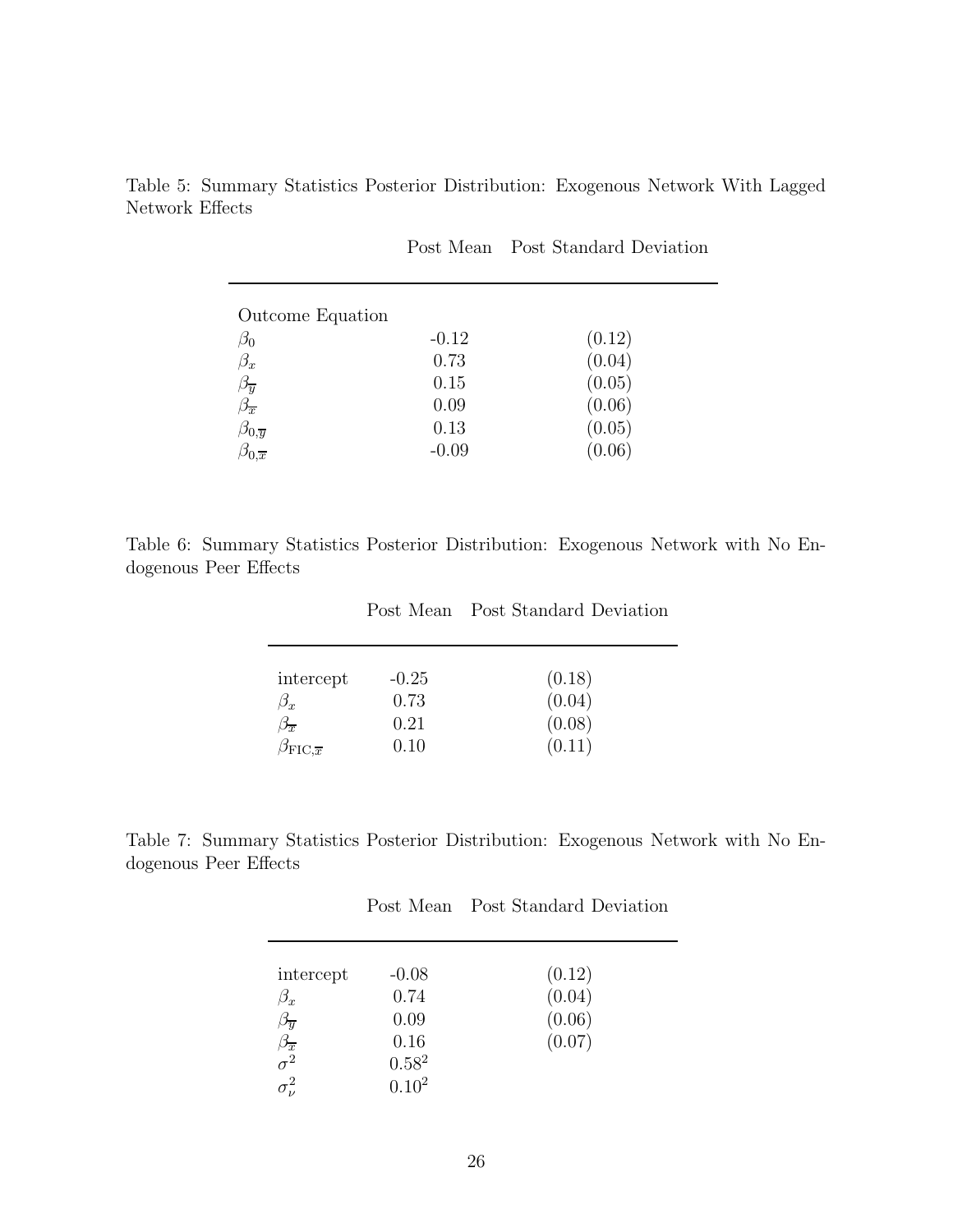Table 5: Summary Statistics Posterior Distribution: Exogenous Network With Lagged Network Effects

| | Post Mean | Post Standard Deviation |
|---|---|---|
| Outcome Equation | | |
| $\beta_0$ | -0.12 | (0.12) |
| $\beta_x$ | 0.73 | (0.04) |
| $\beta_{\overline{y}}$ | 0.15 | (0.05) |
| $\beta_{\overline{x}}$ | 0.09 | (0.06) |
| $\beta_{0,\overline{y}}$ | 0.13 | (0.05) |
| $\beta_{0,\overline{x}}$ | -0.09 | (0.06) |

Table 6: Summary Statistics Posterior Distribution: Exogenous Network with No Endogenous Peer Effects

| | Post Mean | Post Standard Deviation |
|---|---|---|
| intercept | -0.25 | (0.18) |
| $\beta_x$ | 0.73 | (0.04) |
| $\beta_{\overline{x}}$ | 0.21 | (0.08) |
| $\beta_{\text{FIC},\overline{x}}$ | 0.10 | (0.11) |

Table 7: Summary Statistics Posterior Distribution: Exogenous Network with No Endogenous Peer Effects

| | Post Mean | Post Standard Deviation |
|---|---|---|
| intercept | -0.08 | (0.12) |
| $\beta_x$ | 0.74 | (0.04) |
| $\beta_{\overline{y}}$ | 0.09 | (0.06) |
| $\beta_{\overline{x}}$ | 0.16 | (0.07) |
| $\sigma^2$ | $0.58^2$ | |
| $\sigma_\nu^2$ | $0.10^2$ | |